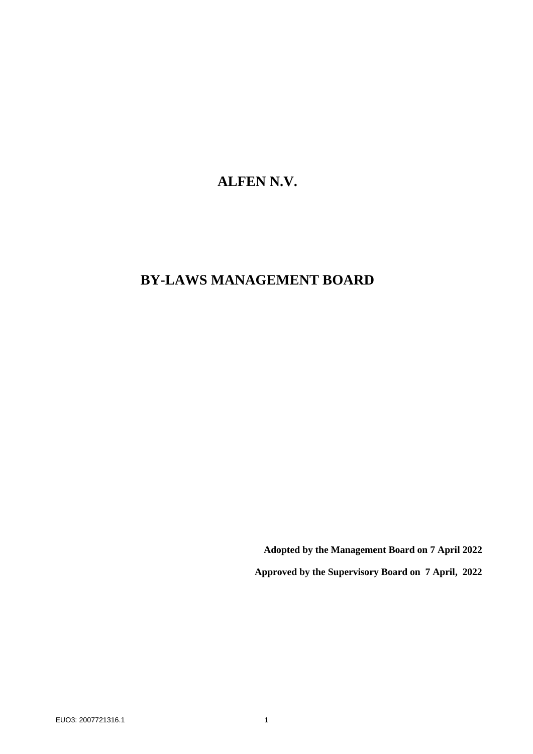# ALFEN N.V.

# BY-LAWS MANAGEMENT BOARD

**Adopted by the Management Board on 7 April 2022**

**Approved by the Supervisory Board on 7 April, 2022**

EUO3: 2007721316.1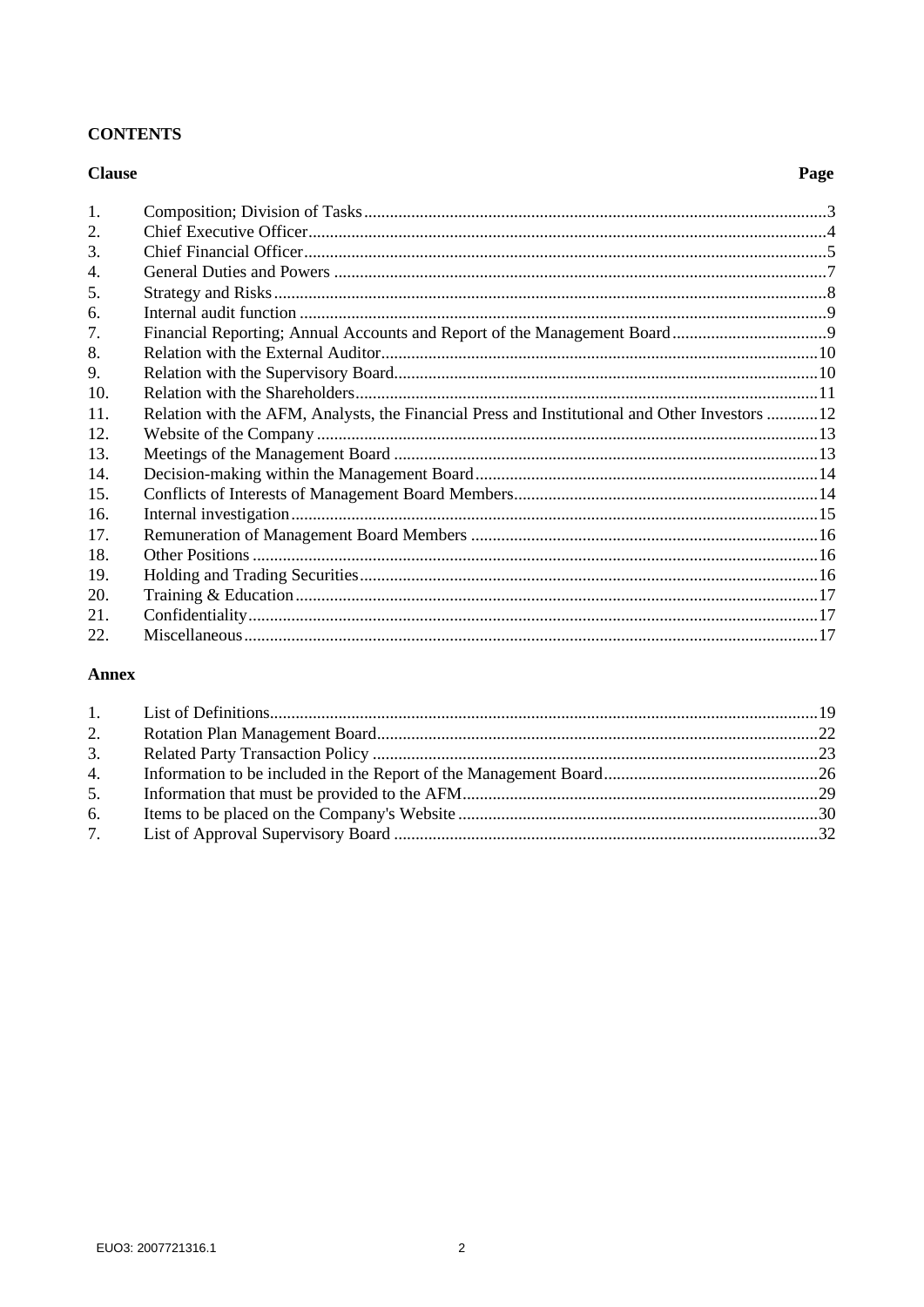## CONTENTS

| Clause | | Page |
|---|---|---|
| 1. | Composition; Division of Tasks | 3 |
| 2. | Chief Executive Officer | 4 |
| 3. | Chief Financial Officer | 5 |
| 4. | General Duties and Powers | 7 |
| 5. | Strategy and Risks | 8 |
| 6. | Internal audit function | 9 |
| 7. | Financial Reporting; Annual Accounts and Report of the Management Board | 9 |
| 8. | Relation with the External Auditor | 10 |
| 9. | Relation with the Supervisory Board | 10 |
| 10. | Relation with the Shareholders | 11 |
| 11. | Relation with the AFM, Analysts, the Financial Press and Institutional and Other Investors | 12 |
| 12. | Website of the Company | 13 |
| 13. | Meetings of the Management Board | 13 |
| 14. | Decision-making within the Management Board | 14 |
| 15. | Conflicts of Interests of Management Board Members | 14 |
| 16. | Internal investigation | 15 |
| 17. | Remuneration of Management Board Members | 16 |
| 18. | Other Positions | 16 |
| 19. | Holding and Trading Securities | 16 |
| 20. | Training & Education | 17 |
| 21. | Confidentiality | 17 |
| 22. | Miscellaneous | 17 |

**Annex**

| | | |
|---|---|---|
| 1. | List of Definitions | 19 |
| 2. | Rotation Plan Management Board | 22 |
| 3. | Related Party Transaction Policy | 23 |
| 4. | Information to be included in the Report of the Management Board | 26 |
| 5. | Information that must be provided to the AFM | 29 |
| 6. | Items to be placed on the Company's Website | 30 |
| 7. | List of Approval Supervisory Board | 32 |

EUO3: 2007721316.1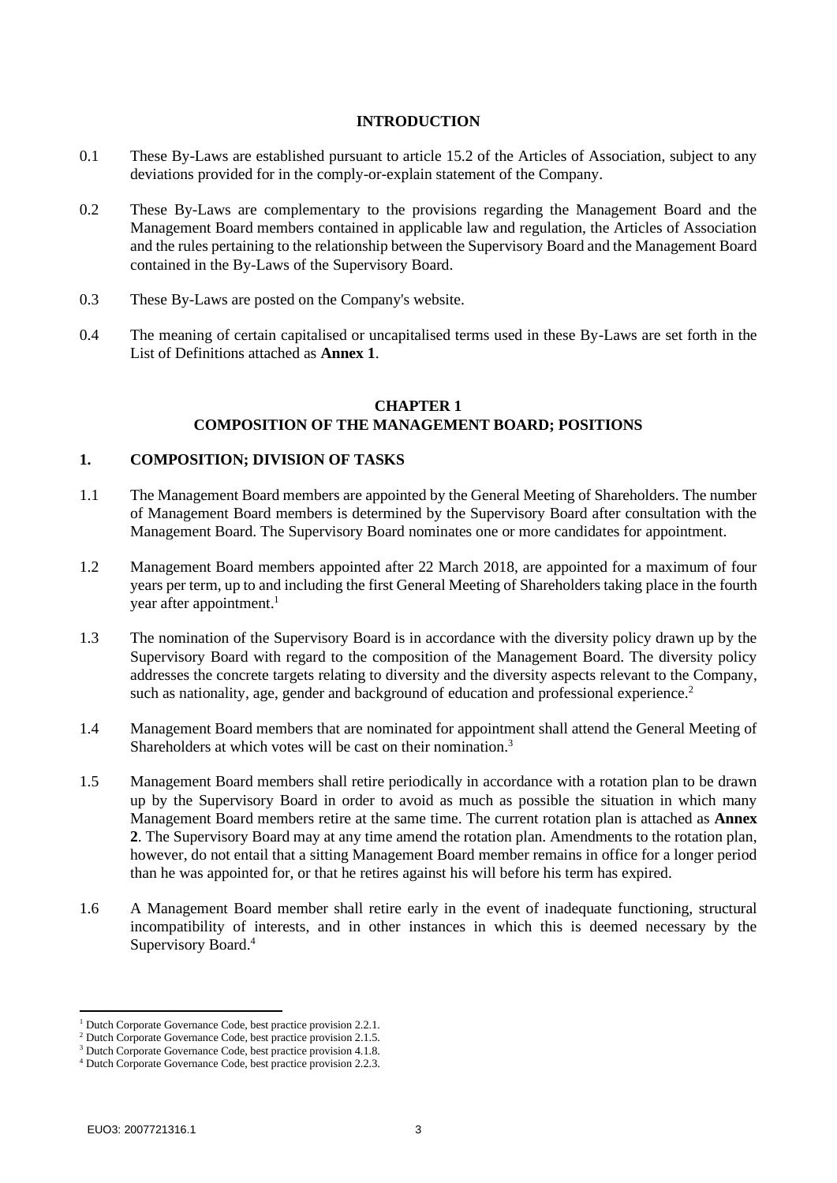## INTRODUCTION

0.1 These By-Laws are established pursuant to article 15.2 of the Articles of Association, subject to any deviations provided for in the comply-or-explain statement of the Company.

0.2 These By-Laws are complementary to the provisions regarding the Management Board and the Management Board members contained in applicable law and regulation, the Articles of Association and the rules pertaining to the relationship between the Supervisory Board and the Management Board contained in the By-Laws of the Supervisory Board.

0.3 These By-Laws are posted on the Company's website.

0.4 The meaning of certain capitalised or uncapitalised terms used in these By-Laws are set forth in the List of Definitions attached as **Annex 1**.

## CHAPTER 1
## COMPOSITION OF THE MANAGEMENT BOARD; POSITIONS

### 1. COMPOSITION; DIVISION OF TASKS

1.1 The Management Board members are appointed by the General Meeting of Shareholders. The number of Management Board members is determined by the Supervisory Board after consultation with the Management Board. The Supervisory Board nominates one or more candidates for appointment.

1.2 Management Board members appointed after 22 March 2018, are appointed for a maximum of four years per term, up to and including the first General Meeting of Shareholders taking place in the fourth year after appointment.[1]

1.3 The nomination of the Supervisory Board is in accordance with the diversity policy drawn up by the Supervisory Board with regard to the composition of the Management Board. The diversity policy addresses the concrete targets relating to diversity and the diversity aspects relevant to the Company, such as nationality, age, gender and background of education and professional experience.[2]

1.4 Management Board members that are nominated for appointment shall attend the General Meeting of Shareholders at which votes will be cast on their nomination.[3]

1.5 Management Board members shall retire periodically in accordance with a rotation plan to be drawn up by the Supervisory Board in order to avoid as much as possible the situation in which many Management Board members retire at the same time. The current rotation plan is attached as **Annex 2**. The Supervisory Board may at any time amend the rotation plan. Amendments to the rotation plan, however, do not entail that a sitting Management Board member remains in office for a longer period than he was appointed for, or that he retires against his will before his term has expired.

1.6 A Management Board member shall retire early in the event of inadequate functioning, structural incompatibility of interests, and in other instances in which this is deemed necessary by the Supervisory Board.[4]

---

[1] Dutch Corporate Governance Code, best practice provision 2.2.1.
[2] Dutch Corporate Governance Code, best practice provision 2.1.5.
[3] Dutch Corporate Governance Code, best practice provision 4.1.8.
[4] Dutch Corporate Governance Code, best practice provision 2.2.3.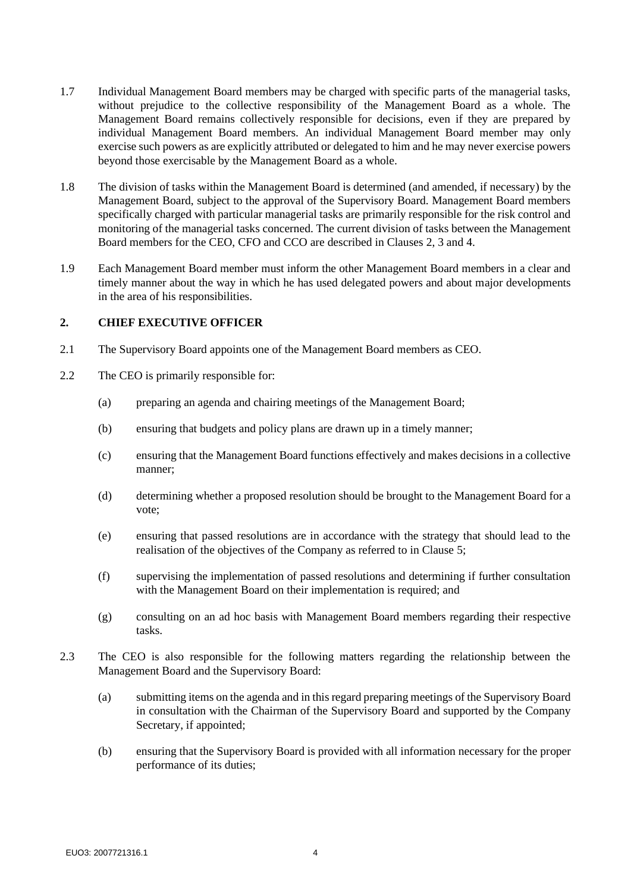1.7 Individual Management Board members may be charged with specific parts of the managerial tasks, without prejudice to the collective responsibility of the Management Board as a whole. The Management Board remains collectively responsible for decisions, even if they are prepared by individual Management Board members. An individual Management Board member may only exercise such powers as are explicitly attributed or delegated to him and he may never exercise powers beyond those exercisable by the Management Board as a whole.

1.8 The division of tasks within the Management Board is determined (and amended, if necessary) by the Management Board, subject to the approval of the Supervisory Board. Management Board members specifically charged with particular managerial tasks are primarily responsible for the risk control and monitoring of the managerial tasks concerned. The current division of tasks between the Management Board members for the CEO, CFO and CCO are described in Clauses 2, 3 and 4.

1.9 Each Management Board member must inform the other Management Board members in a clear and timely manner about the way in which he has used delegated powers and about major developments in the area of his responsibilities.

## 2. CHIEF EXECUTIVE OFFICER

2.1 The Supervisory Board appoints one of the Management Board members as CEO.

2.2 The CEO is primarily responsible for:

(a) preparing an agenda and chairing meetings of the Management Board;

(b) ensuring that budgets and policy plans are drawn up in a timely manner;

(c) ensuring that the Management Board functions effectively and makes decisions in a collective manner;

(d) determining whether a proposed resolution should be brought to the Management Board for a vote;

(e) ensuring that passed resolutions are in accordance with the strategy that should lead to the realisation of the objectives of the Company as referred to in Clause 5;

(f) supervising the implementation of passed resolutions and determining if further consultation with the Management Board on their implementation is required; and

(g) consulting on an ad hoc basis with Management Board members regarding their respective tasks.

2.3 The CEO is also responsible for the following matters regarding the relationship between the Management Board and the Supervisory Board:

(a) submitting items on the agenda and in this regard preparing meetings of the Supervisory Board in consultation with the Chairman of the Supervisory Board and supported by the Company Secretary, if appointed;

(b) ensuring that the Supervisory Board is provided with all information necessary for the proper performance of its duties;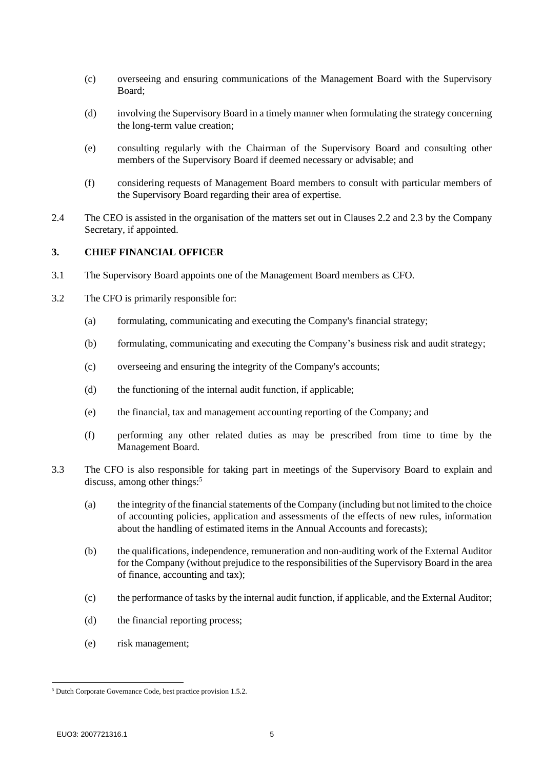(c) overseeing and ensuring communications of the Management Board with the Supervisory Board;

(d) involving the Supervisory Board in a timely manner when formulating the strategy concerning the long-term value creation;

(e) consulting regularly with the Chairman of the Supervisory Board and consulting other members of the Supervisory Board if deemed necessary or advisable; and

(f) considering requests of Management Board members to consult with particular members of the Supervisory Board regarding their area of expertise.

2.4 The CEO is assisted in the organisation of the matters set out in Clauses 2.2 and 2.3 by the Company Secretary, if appointed.

## 3. CHIEF FINANCIAL OFFICER

3.1 The Supervisory Board appoints one of the Management Board members as CFO.

3.2 The CFO is primarily responsible for:

(a) formulating, communicating and executing the Company's financial strategy;

(b) formulating, communicating and executing the Company's business risk and audit strategy;

(c) overseeing and ensuring the integrity of the Company's accounts;

(d) the functioning of the internal audit function, if applicable;

(e) the financial, tax and management accounting reporting of the Company; and

(f) performing any other related duties as may be prescribed from time to time by the Management Board.

3.3 The CFO is also responsible for taking part in meetings of the Supervisory Board to explain and discuss, among other things:[5]

(a) the integrity of the financial statements of the Company (including but not limited to the choice of accounting policies, application and assessments of the effects of new rules, information about the handling of estimated items in the Annual Accounts and forecasts);

(b) the qualifications, independence, remuneration and non-auditing work of the External Auditor for the Company (without prejudice to the responsibilities of the Supervisory Board in the area of finance, accounting and tax);

(c) the performance of tasks by the internal audit function, if applicable, and the External Auditor;

(d) the financial reporting process;

(e) risk management;

---

[5] Dutch Corporate Governance Code, best practice provision 1.5.2.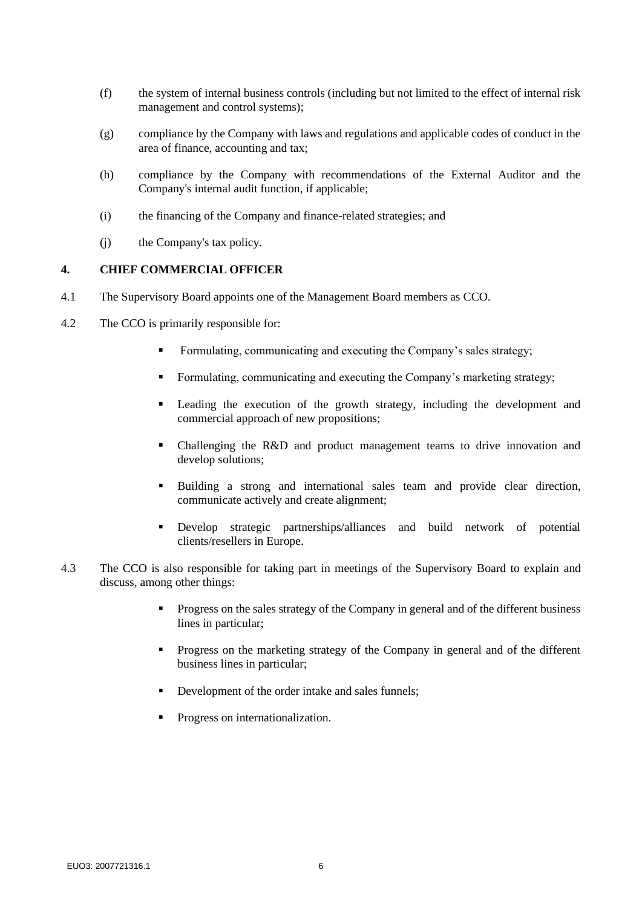(f) the system of internal business controls (including but not limited to the effect of internal risk management and control systems);

(g) compliance by the Company with laws and regulations and applicable codes of conduct in the area of finance, accounting and tax;

(h) compliance by the Company with recommendations of the External Auditor and the Company's internal audit function, if applicable;

(i) the financing of the Company and finance-related strategies; and

(j) the Company's tax policy.

## 4. CHIEF COMMERCIAL OFFICER

4.1 The Supervisory Board appoints one of the Management Board members as CCO.

4.2 The CCO is primarily responsible for:

- Formulating, communicating and executing the Company's sales strategy;
- Formulating, communicating and executing the Company's marketing strategy;
- Leading the execution of the growth strategy, including the development and commercial approach of new propositions;
- Challenging the R&D and product management teams to drive innovation and develop solutions;
- Building a strong and international sales team and provide clear direction, communicate actively and create alignment;
- Develop strategic partnerships/alliances and build network of potential clients/resellers in Europe.

4.3 The CCO is also responsible for taking part in meetings of the Supervisory Board to explain and discuss, among other things:

- Progress on the sales strategy of the Company in general and of the different business lines in particular;
- Progress on the marketing strategy of the Company in general and of the different business lines in particular;
- Development of the order intake and sales funnels;
- Progress on internationalization.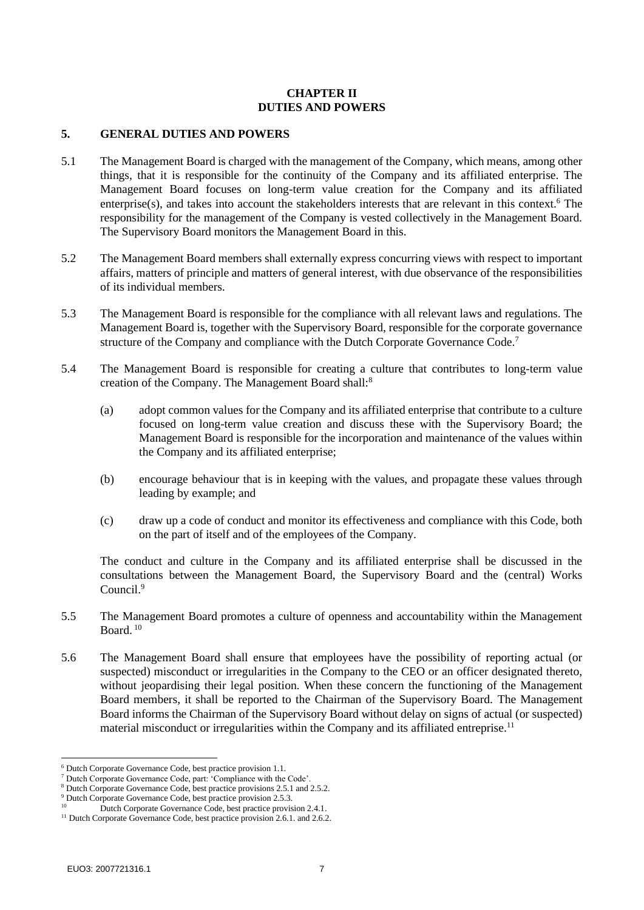## CHAPTER II
## DUTIES AND POWERS

### 5. GENERAL DUTIES AND POWERS

5.1 The Management Board is charged with the management of the Company, which means, among other things, that it is responsible for the continuity of the Company and its affiliated enterprise. The Management Board focuses on long-term value creation for the Company and its affiliated enterprise(s), and takes into account the stakeholders interests that are relevant in this context.[6] The responsibility for the management of the Company is vested collectively in the Management Board. The Supervisory Board monitors the Management Board in this.

5.2 The Management Board members shall externally express concurring views with respect to important affairs, matters of principle and matters of general interest, with due observance of the responsibilities of its individual members.

5.3 The Management Board is responsible for the compliance with all relevant laws and regulations. The Management Board is, together with the Supervisory Board, responsible for the corporate governance structure of the Company and compliance with the Dutch Corporate Governance Code.[7]

5.4 The Management Board is responsible for creating a culture that contributes to long-term value creation of the Company. The Management Board shall:[8]

(a) adopt common values for the Company and its affiliated enterprise that contribute to a culture focused on long-term value creation and discuss these with the Supervisory Board; the Management Board is responsible for the incorporation and maintenance of the values within the Company and its affiliated enterprise;

(b) encourage behaviour that is in keeping with the values, and propagate these values through leading by example; and

(c) draw up a code of conduct and monitor its effectiveness and compliance with this Code, both on the part of itself and of the employees of the Company.

The conduct and culture in the Company and its affiliated enterprise shall be discussed in the consultations between the Management Board, the Supervisory Board and the (central) Works Council.[9]

5.5 The Management Board promotes a culture of openness and accountability within the Management Board.[10]

5.6 The Management Board shall ensure that employees have the possibility of reporting actual (or suspected) misconduct or irregularities in the Company to the CEO or an officer designated thereto, without jeopardising their legal position. When these concern the functioning of the Management Board members, it shall be reported to the Chairman of the Supervisory Board. The Management Board informs the Chairman of the Supervisory Board without delay on signs of actual (or suspected) material misconduct or irregularities within the Company and its affiliated entreprise.[11]

---

[6] Dutch Corporate Governance Code, best practice provision 1.1.
[7] Dutch Corporate Governance Code, part: 'Compliance with the Code'.
[8] Dutch Corporate Governance Code, best practice provisions 2.5.1 and 2.5.2.
[9] Dutch Corporate Governance Code, best practice provision 2.5.3.
[10] Dutch Corporate Governance Code, best practice provision 2.4.1.
[11] Dutch Corporate Governance Code, best practice provision 2.6.1. and 2.6.2.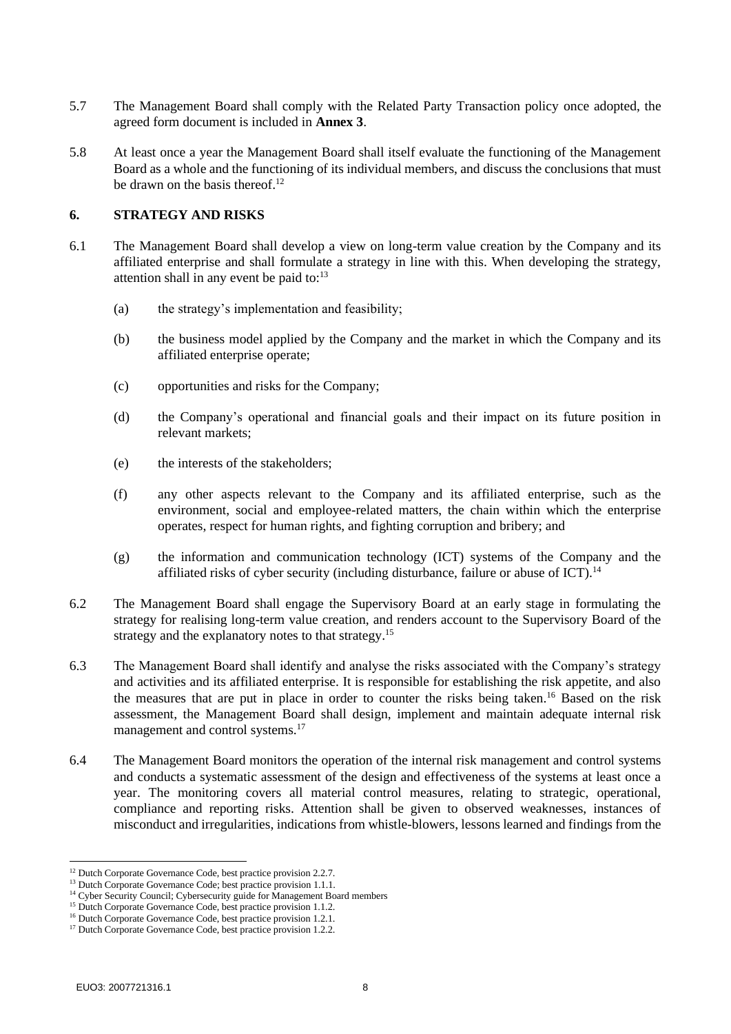5.7 The Management Board shall comply with the Related Party Transaction policy once adopted, the agreed form document is included in **Annex 3**.

5.8 At least once a year the Management Board shall itself evaluate the functioning of the Management Board as a whole and the functioning of its individual members, and discuss the conclusions that must be drawn on the basis thereof.[12]

## 6. STRATEGY AND RISKS

6.1 The Management Board shall develop a view on long-term value creation by the Company and its affiliated enterprise and shall formulate a strategy in line with this. When developing the strategy, attention shall in any event be paid to:[13]

(a) the strategy's implementation and feasibility;

(b) the business model applied by the Company and the market in which the Company and its affiliated enterprise operate;

(c) opportunities and risks for the Company;

(d) the Company's operational and financial goals and their impact on its future position in relevant markets;

(e) the interests of the stakeholders;

(f) any other aspects relevant to the Company and its affiliated enterprise, such as the environment, social and employee-related matters, the chain within which the enterprise operates, respect for human rights, and fighting corruption and bribery; and

(g) the information and communication technology (ICT) systems of the Company and the affiliated risks of cyber security (including disturbance, failure or abuse of ICT).[14]

6.2 The Management Board shall engage the Supervisory Board at an early stage in formulating the strategy for realising long-term value creation, and renders account to the Supervisory Board of the strategy and the explanatory notes to that strategy.[15]

6.3 The Management Board shall identify and analyse the risks associated with the Company's strategy and activities and its affiliated enterprise. It is responsible for establishing the risk appetite, and also the measures that are put in place in order to counter the risks being taken.[16] Based on the risk assessment, the Management Board shall design, implement and maintain adequate internal risk management and control systems.[17]

6.4 The Management Board monitors the operation of the internal risk management and control systems and conducts a systematic assessment of the design and effectiveness of the systems at least once a year. The monitoring covers all material control measures, relating to strategic, operational, compliance and reporting risks. Attention shall be given to observed weaknesses, instances of misconduct and irregularities, indications from whistle-blowers, lessons learned and findings from the

---

[12] Dutch Corporate Governance Code, best practice provision 2.2.7.
[13] Dutch Corporate Governance Code; best practice provision 1.1.1.
[14] Cyber Security Council; Cybersecurity guide for Management Board members
[15] Dutch Corporate Governance Code, best practice provision 1.1.2.
[16] Dutch Corporate Governance Code, best practice provision 1.2.1.
[17] Dutch Corporate Governance Code, best practice provision 1.2.2.

EUO3: 2007721316.1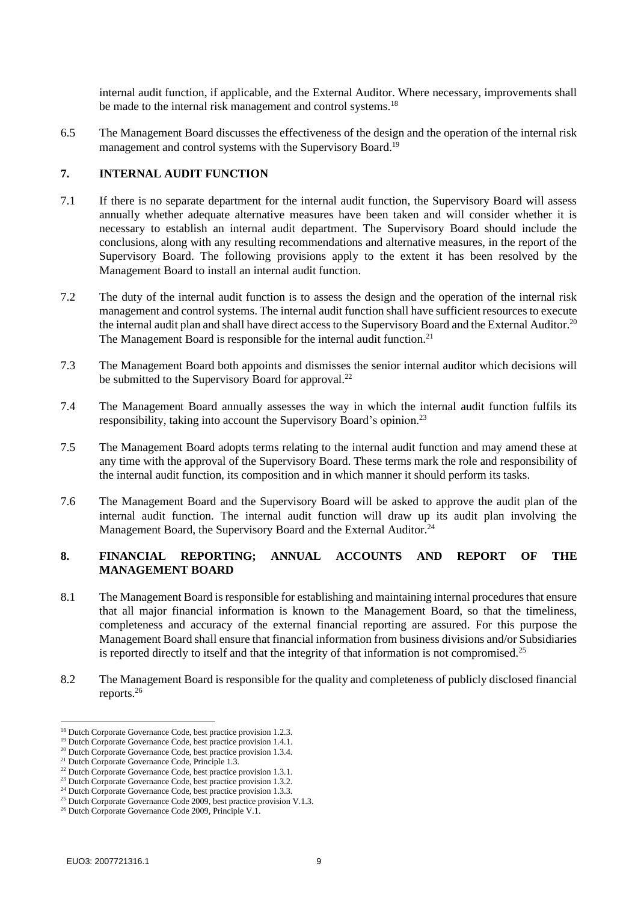internal audit function, if applicable, and the External Auditor. Where necessary, improvements shall be made to the internal risk management and control systems.[18]

6.5 The Management Board discusses the effectiveness of the design and the operation of the internal risk management and control systems with the Supervisory Board.[19]

## 7. INTERNAL AUDIT FUNCTION

7.1 If there is no separate department for the internal audit function, the Supervisory Board will assess annually whether adequate alternative measures have been taken and will consider whether it is necessary to establish an internal audit department. The Supervisory Board should include the conclusions, along with any resulting recommendations and alternative measures, in the report of the Supervisory Board. The following provisions apply to the extent it has been resolved by the Management Board to install an internal audit function.

7.2 The duty of the internal audit function is to assess the design and the operation of the internal risk management and control systems. The internal audit function shall have sufficient resources to execute the internal audit plan and shall have direct access to the Supervisory Board and the External Auditor.[20] The Management Board is responsible for the internal audit function.[21]

7.3 The Management Board both appoints and dismisses the senior internal auditor which decisions will be submitted to the Supervisory Board for approval.[22]

7.4 The Management Board annually assesses the way in which the internal audit function fulfils its responsibility, taking into account the Supervisory Board's opinion.[23]

7.5 The Management Board adopts terms relating to the internal audit function and may amend these at any time with the approval of the Supervisory Board. These terms mark the role and responsibility of the internal audit function, its composition and in which manner it should perform its tasks.

7.6 The Management Board and the Supervisory Board will be asked to approve the audit plan of the internal audit function. The internal audit function will draw up its audit plan involving the Management Board, the Supervisory Board and the External Auditor.[24]

## 8. FINANCIAL REPORTING; ANNUAL ACCOUNTS AND REPORT OF THE MANAGEMENT BOARD

8.1 The Management Board is responsible for establishing and maintaining internal procedures that ensure that all major financial information is known to the Management Board, so that the timeliness, completeness and accuracy of the external financial reporting are assured. For this purpose the Management Board shall ensure that financial information from business divisions and/or Subsidiaries is reported directly to itself and that the integrity of that information is not compromised.[25]

8.2 The Management Board is responsible for the quality and completeness of publicly disclosed financial reports.[26]

---

[18] Dutch Corporate Governance Code, best practice provision 1.2.3.
[19] Dutch Corporate Governance Code, best practice provision 1.4.1.
[20] Dutch Corporate Governance Code, best practice provision 1.3.4.
[21] Dutch Corporate Governance Code, Principle 1.3.
[22] Dutch Corporate Governance Code, best practice provision 1.3.1.
[23] Dutch Corporate Governance Code, best practice provision 1.3.2.
[24] Dutch Corporate Governance Code, best practice provision 1.3.3.
[25] Dutch Corporate Governance Code 2009, best practice provision V.1.3.
[26] Dutch Corporate Governance Code 2009, Principle V.1.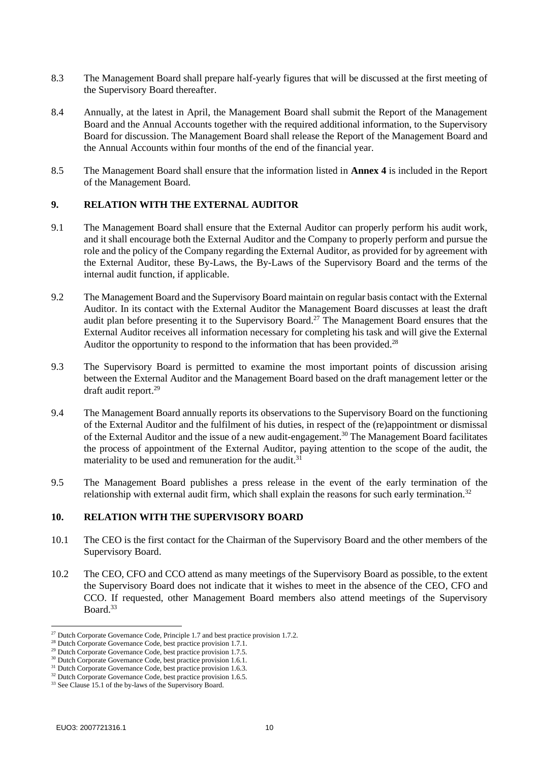8.3 The Management Board shall prepare half-yearly figures that will be discussed at the first meeting of the Supervisory Board thereafter.

8.4 Annually, at the latest in April, the Management Board shall submit the Report of the Management Board and the Annual Accounts together with the required additional information, to the Supervisory Board for discussion. The Management Board shall release the Report of the Management Board and the Annual Accounts within four months of the end of the financial year.

8.5 The Management Board shall ensure that the information listed in **Annex 4** is included in the Report of the Management Board.

## 9. RELATION WITH THE EXTERNAL AUDITOR

9.1 The Management Board shall ensure that the External Auditor can properly perform his audit work, and it shall encourage both the External Auditor and the Company to properly perform and pursue the role and the policy of the Company regarding the External Auditor, as provided for by agreement with the External Auditor, these By-Laws, the By-Laws of the Supervisory Board and the terms of the internal audit function, if applicable.

9.2 The Management Board and the Supervisory Board maintain on regular basis contact with the External Auditor. In its contact with the External Auditor the Management Board discusses at least the draft audit plan before presenting it to the Supervisory Board.[27] The Management Board ensures that the External Auditor receives all information necessary for completing his task and will give the External Auditor the opportunity to respond to the information that has been provided.[28]

9.3 The Supervisory Board is permitted to examine the most important points of discussion arising between the External Auditor and the Management Board based on the draft management letter or the draft audit report.[29]

9.4 The Management Board annually reports its observations to the Supervisory Board on the functioning of the External Auditor and the fulfilment of his duties, in respect of the (re)appointment or dismissal of the External Auditor and the issue of a new audit-engagement.[30] The Management Board facilitates the process of appointment of the External Auditor, paying attention to the scope of the audit, the materiality to be used and remuneration for the audit.[31]

9.5 The Management Board publishes a press release in the event of the early termination of the relationship with external audit firm, which shall explain the reasons for such early termination.[32]

## 10. RELATION WITH THE SUPERVISORY BOARD

10.1 The CEO is the first contact for the Chairman of the Supervisory Board and the other members of the Supervisory Board.

10.2 The CEO, CFO and CCO attend as many meetings of the Supervisory Board as possible, to the extent the Supervisory Board does not indicate that it wishes to meet in the absence of the CEO, CFO and CCO. If requested, other Management Board members also attend meetings of the Supervisory Board.[33]

---

[27] Dutch Corporate Governance Code, Principle 1.7 and best practice provision 1.7.2.
[28] Dutch Corporate Governance Code, best practice provision 1.7.1.
[29] Dutch Corporate Governance Code, best practice provision 1.7.5.
[30] Dutch Corporate Governance Code, best practice provision 1.6.1.
[31] Dutch Corporate Governance Code, best practice provision 1.6.3.
[32] Dutch Corporate Governance Code, best practice provision 1.6.5.
[33] See Clause 15.1 of the by-laws of the Supervisory Board.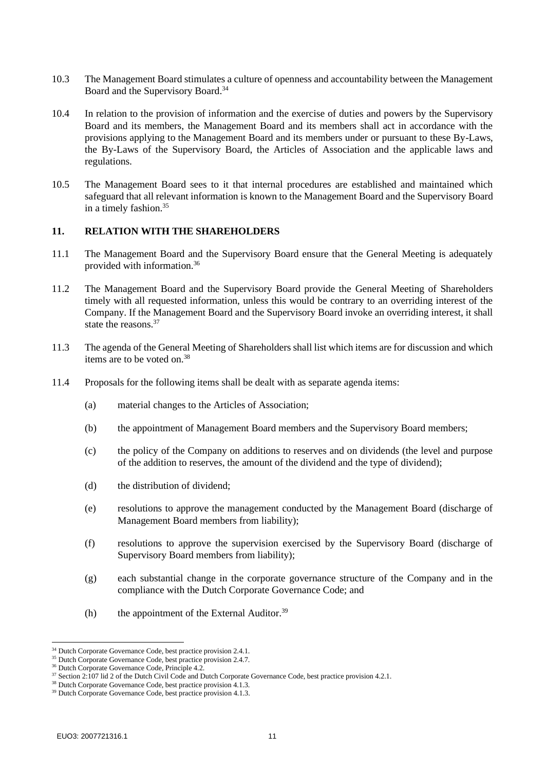10.3 The Management Board stimulates a culture of openness and accountability between the Management Board and the Supervisory Board.[34]

10.4 In relation to the provision of information and the exercise of duties and powers by the Supervisory Board and its members, the Management Board and its members shall act in accordance with the provisions applying to the Management Board and its members under or pursuant to these By-Laws, the By-Laws of the Supervisory Board, the Articles of Association and the applicable laws and regulations.

10.5 The Management Board sees to it that internal procedures are established and maintained which safeguard that all relevant information is known to the Management Board and the Supervisory Board in a timely fashion.[35]

## 11. RELATION WITH THE SHAREHOLDERS

11.1 The Management Board and the Supervisory Board ensure that the General Meeting is adequately provided with information.[36]

11.2 The Management Board and the Supervisory Board provide the General Meeting of Shareholders timely with all requested information, unless this would be contrary to an overriding interest of the Company. If the Management Board and the Supervisory Board invoke an overriding interest, it shall state the reasons.[37]

11.3 The agenda of the General Meeting of Shareholders shall list which items are for discussion and which items are to be voted on.[38]

11.4 Proposals for the following items shall be dealt with as separate agenda items:

(a) material changes to the Articles of Association;

(b) the appointment of Management Board members and the Supervisory Board members;

(c) the policy of the Company on additions to reserves and on dividends (the level and purpose of the addition to reserves, the amount of the dividend and the type of dividend);

(d) the distribution of dividend;

(e) resolutions to approve the management conducted by the Management Board (discharge of Management Board members from liability);

(f) resolutions to approve the supervision exercised by the Supervisory Board (discharge of Supervisory Board members from liability);

(g) each substantial change in the corporate governance structure of the Company and in the compliance with the Dutch Corporate Governance Code; and

(h) the appointment of the External Auditor.[39]

---

[34] Dutch Corporate Governance Code, best practice provision 2.4.1.

[35] Dutch Corporate Governance Code, best practice provision 2.4.7.

[36] Dutch Corporate Governance Code, Principle 4.2.

[37] Section 2:107 lid 2 of the Dutch Civil Code and Dutch Corporate Governance Code, best practice provision 4.2.1.

[38] Dutch Corporate Governance Code, best practice provision 4.1.3.

[39] Dutch Corporate Governance Code, best practice provision 4.1.3.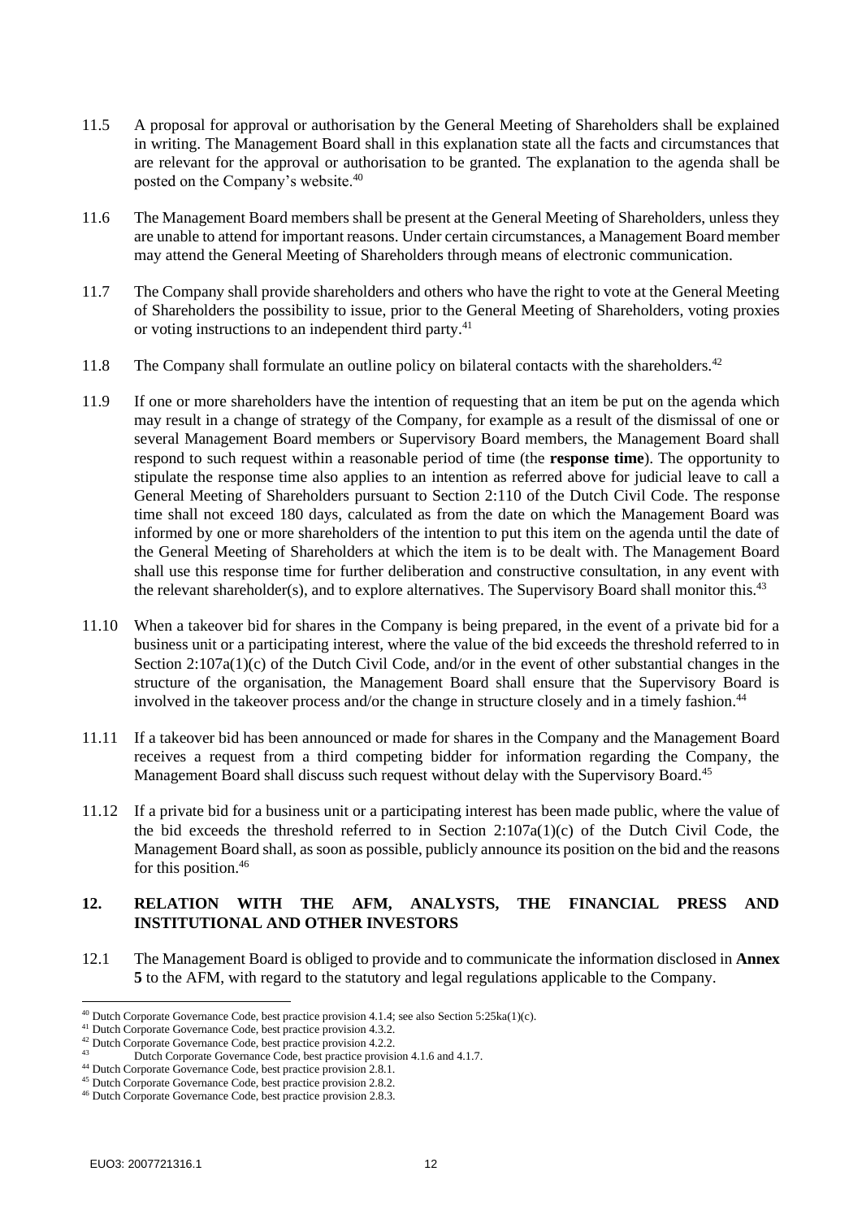11.5 A proposal for approval or authorisation by the General Meeting of Shareholders shall be explained in writing. The Management Board shall in this explanation state all the facts and circumstances that are relevant for the approval or authorisation to be granted. The explanation to the agenda shall be posted on the Company's website.[40]

11.6 The Management Board members shall be present at the General Meeting of Shareholders, unless they are unable to attend for important reasons. Under certain circumstances, a Management Board member may attend the General Meeting of Shareholders through means of electronic communication.

11.7 The Company shall provide shareholders and others who have the right to vote at the General Meeting of Shareholders the possibility to issue, prior to the General Meeting of Shareholders, voting proxies or voting instructions to an independent third party.[41]

11.8 The Company shall formulate an outline policy on bilateral contacts with the shareholders.[42]

11.9 If one or more shareholders have the intention of requesting that an item be put on the agenda which may result in a change of strategy of the Company, for example as a result of the dismissal of one or several Management Board members or Supervisory Board members, the Management Board shall respond to such request within a reasonable period of time (the **response time**). The opportunity to stipulate the response time also applies to an intention as referred above for judicial leave to call a General Meeting of Shareholders pursuant to Section 2:110 of the Dutch Civil Code. The response time shall not exceed 180 days, calculated as from the date on which the Management Board was informed by one or more shareholders of the intention to put this item on the agenda until the date of the General Meeting of Shareholders at which the item is to be dealt with. The Management Board shall use this response time for further deliberation and constructive consultation, in any event with the relevant shareholder(s), and to explore alternatives. The Supervisory Board shall monitor this.[43]

11.10 When a takeover bid for shares in the Company is being prepared, in the event of a private bid for a business unit or a participating interest, where the value of the bid exceeds the threshold referred to in Section 2:107a(1)(c) of the Dutch Civil Code, and/or in the event of other substantial changes in the structure of the organisation, the Management Board shall ensure that the Supervisory Board is involved in the takeover process and/or the change in structure closely and in a timely fashion.[44]

11.11 If a takeover bid has been announced or made for shares in the Company and the Management Board receives a request from a third competing bidder for information regarding the Company, the Management Board shall discuss such request without delay with the Supervisory Board.[45]

11.12 If a private bid for a business unit or a participating interest has been made public, where the value of the bid exceeds the threshold referred to in Section 2:107a(1)(c) of the Dutch Civil Code, the Management Board shall, as soon as possible, publicly announce its position on the bid and the reasons for this position.[46]

## 12. RELATION WITH THE AFM, ANALYSTS, THE FINANCIAL PRESS AND INSTITUTIONAL AND OTHER INVESTORS

12.1 The Management Board is obliged to provide and to communicate the information disclosed in **Annex 5** to the AFM, with regard to the statutory and legal regulations applicable to the Company.

---

[40] Dutch Corporate Governance Code, best practice provision 4.1.4; see also Section 5:25ka(1)(c).

[41] Dutch Corporate Governance Code, best practice provision 4.3.2.

[42] Dutch Corporate Governance Code, best practice provision 4.2.2.

[43] Dutch Corporate Governance Code, best practice provision 4.1.6 and 4.1.7.

[44] Dutch Corporate Governance Code, best practice provision 2.8.1.

[45] Dutch Corporate Governance Code, best practice provision 2.8.2.

[46] Dutch Corporate Governance Code, best practice provision 2.8.3.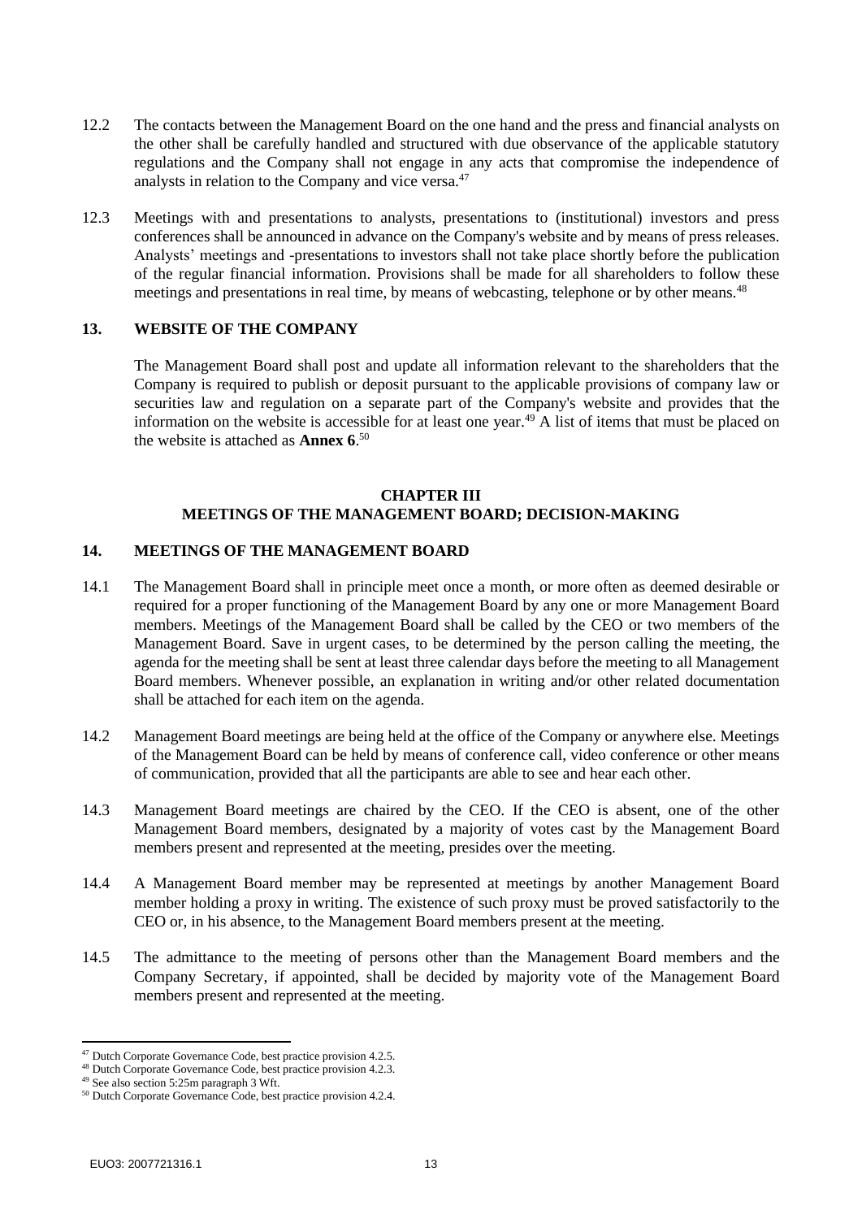12.2 The contacts between the Management Board on the one hand and the press and financial analysts on the other shall be carefully handled and structured with due observance of the applicable statutory regulations and the Company shall not engage in any acts that compromise the independence of analysts in relation to the Company and vice versa.[47]

12.3 Meetings with and presentations to analysts, presentations to (institutional) investors and press conferences shall be announced in advance on the Company's website and by means of press releases. Analysts' meetings and -presentations to investors shall not take place shortly before the publication of the regular financial information. Provisions shall be made for all shareholders to follow these meetings and presentations in real time, by means of webcasting, telephone or by other means.[48]

## 13. WEBSITE OF THE COMPANY

The Management Board shall post and update all information relevant to the shareholders that the Company is required to publish or deposit pursuant to the applicable provisions of company law or securities law and regulation on a separate part of the Company's website and provides that the information on the website is accessible for at least one year.[49] A list of items that must be placed on the website is attached as **Annex 6**.[50]

# CHAPTER III
# MEETINGS OF THE MANAGEMENT BOARD; DECISION-MAKING

## 14. MEETINGS OF THE MANAGEMENT BOARD

14.1 The Management Board shall in principle meet once a month, or more often as deemed desirable or required for a proper functioning of the Management Board by any one or more Management Board members. Meetings of the Management Board shall be called by the CEO or two members of the Management Board. Save in urgent cases, to be determined by the person calling the meeting, the agenda for the meeting shall be sent at least three calendar days before the meeting to all Management Board members. Whenever possible, an explanation in writing and/or other related documentation shall be attached for each item on the agenda.

14.2 Management Board meetings are being held at the office of the Company or anywhere else. Meetings of the Management Board can be held by means of conference call, video conference or other means of communication, provided that all the participants are able to see and hear each other.

14.3 Management Board meetings are chaired by the CEO. If the CEO is absent, one of the other Management Board members, designated by a majority of votes cast by the Management Board members present and represented at the meeting, presides over the meeting.

14.4 A Management Board member may be represented at meetings by another Management Board member holding a proxy in writing. The existence of such proxy must be proved satisfactorily to the CEO or, in his absence, to the Management Board members present at the meeting.

14.5 The admittance to the meeting of persons other than the Management Board members and the Company Secretary, if appointed, shall be decided by majority vote of the Management Board members present and represented at the meeting.

---

[47] Dutch Corporate Governance Code, best practice provision 4.2.5.
[48] Dutch Corporate Governance Code, best practice provision 4.2.3.
[49] See also section 5:25m paragraph 3 Wft.
[50] Dutch Corporate Governance Code, best practice provision 4.2.4.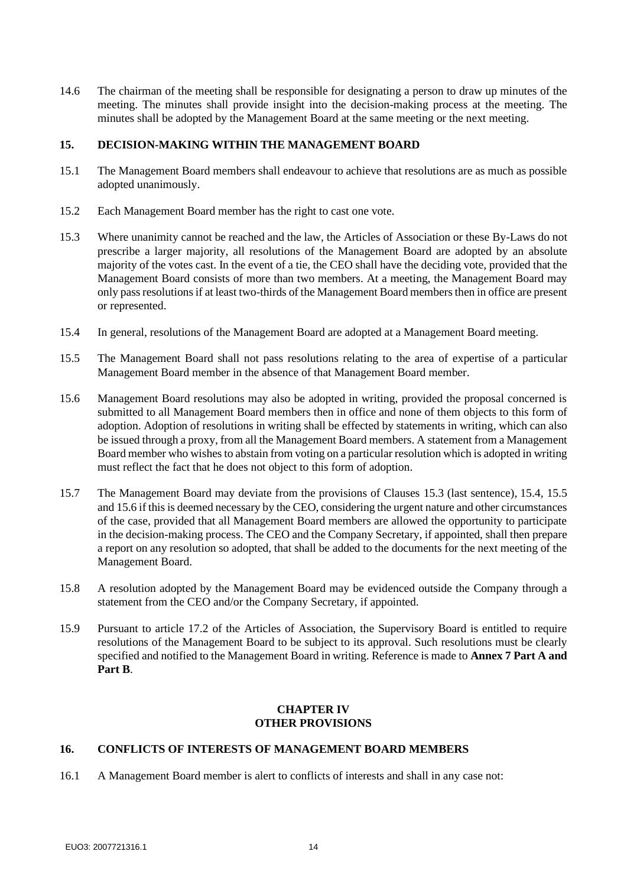14.6 The chairman of the meeting shall be responsible for designating a person to draw up minutes of the meeting. The minutes shall provide insight into the decision-making process at the meeting. The minutes shall be adopted by the Management Board at the same meeting or the next meeting.

## 15. DECISION-MAKING WITHIN THE MANAGEMENT BOARD

15.1 The Management Board members shall endeavour to achieve that resolutions are as much as possible adopted unanimously.

15.2 Each Management Board member has the right to cast one vote.

15.3 Where unanimity cannot be reached and the law, the Articles of Association or these By-Laws do not prescribe a larger majority, all resolutions of the Management Board are adopted by an absolute majority of the votes cast. In the event of a tie, the CEO shall have the deciding vote, provided that the Management Board consists of more than two members. At a meeting, the Management Board may only pass resolutions if at least two-thirds of the Management Board members then in office are present or represented.

15.4 In general, resolutions of the Management Board are adopted at a Management Board meeting.

15.5 The Management Board shall not pass resolutions relating to the area of expertise of a particular Management Board member in the absence of that Management Board member.

15.6 Management Board resolutions may also be adopted in writing, provided the proposal concerned is submitted to all Management Board members then in office and none of them objects to this form of adoption. Adoption of resolutions in writing shall be effected by statements in writing, which can also be issued through a proxy, from all the Management Board members. A statement from a Management Board member who wishes to abstain from voting on a particular resolution which is adopted in writing must reflect the fact that he does not object to this form of adoption.

15.7 The Management Board may deviate from the provisions of Clauses 15.3 (last sentence), 15.4, 15.5 and 15.6 if this is deemed necessary by the CEO, considering the urgent nature and other circumstances of the case, provided that all Management Board members are allowed the opportunity to participate in the decision-making process. The CEO and the Company Secretary, if appointed, shall then prepare a report on any resolution so adopted, that shall be added to the documents for the next meeting of the Management Board.

15.8 A resolution adopted by the Management Board may be evidenced outside the Company through a statement from the CEO and/or the Company Secretary, if appointed.

15.9 Pursuant to article 17.2 of the Articles of Association, the Supervisory Board is entitled to require resolutions of the Management Board to be subject to its approval. Such resolutions must be clearly specified and notified to the Management Board in writing. Reference is made to **Annex 7 Part A and Part B**.

# CHAPTER IV
# OTHER PROVISIONS

## 16. CONFLICTS OF INTERESTS OF MANAGEMENT BOARD MEMBERS

16.1 A Management Board member is alert to conflicts of interests and shall in any case not: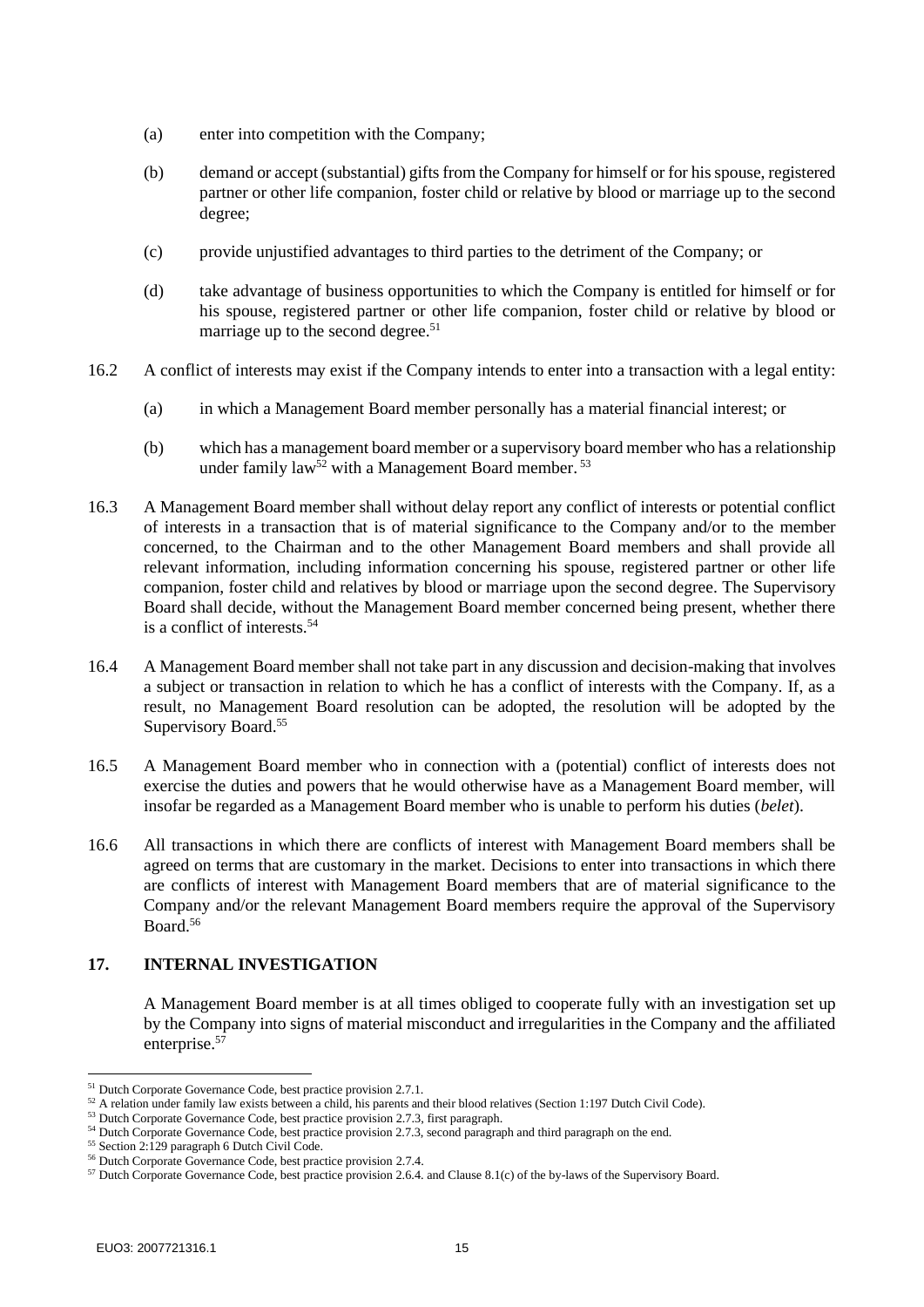(a) enter into competition with the Company;

(b) demand or accept (substantial) gifts from the Company for himself or for his spouse, registered partner or other life companion, foster child or relative by blood or marriage up to the second degree;

(c) provide unjustified advantages to third parties to the detriment of the Company; or

(d) take advantage of business opportunities to which the Company is entitled for himself or for his spouse, registered partner or other life companion, foster child or relative by blood or marriage up to the second degree.[51]

16.2 A conflict of interests may exist if the Company intends to enter into a transaction with a legal entity:

(a) in which a Management Board member personally has a material financial interest; or

(b) which has a management board member or a supervisory board member who has a relationship under family law[52] with a Management Board member. [53]

16.3 A Management Board member shall without delay report any conflict of interests or potential conflict of interests in a transaction that is of material significance to the Company and/or to the member concerned, to the Chairman and to the other Management Board members and shall provide all relevant information, including information concerning his spouse, registered partner or other life companion, foster child and relatives by blood or marriage upon the second degree. The Supervisory Board shall decide, without the Management Board member concerned being present, whether there is a conflict of interests.[54]

16.4 A Management Board member shall not take part in any discussion and decision-making that involves a subject or transaction in relation to which he has a conflict of interests with the Company. If, as a result, no Management Board resolution can be adopted, the resolution will be adopted by the Supervisory Board.[55]

16.5 A Management Board member who in connection with a (potential) conflict of interests does not exercise the duties and powers that he would otherwise have as a Management Board member, will insofar be regarded as a Management Board member who is unable to perform his duties (*belet*).

16.6 All transactions in which there are conflicts of interest with Management Board members shall be agreed on terms that are customary in the market. Decisions to enter into transactions in which there are conflicts of interest with Management Board members that are of material significance to the Company and/or the relevant Management Board members require the approval of the Supervisory Board.[56]

## 17. INTERNAL INVESTIGATION

A Management Board member is at all times obliged to cooperate fully with an investigation set up by the Company into signs of material misconduct and irregularities in the Company and the affiliated enterprise.[57]

---

[51] Dutch Corporate Governance Code, best practice provision 2.7.1.

[52] A relation under family law exists between a child, his parents and their blood relatives (Section 1:197 Dutch Civil Code).

[53] Dutch Corporate Governance Code, best practice provision 2.7.3, first paragraph.

[54] Dutch Corporate Governance Code, best practice provision 2.7.3, second paragraph and third paragraph on the end.

[55] Section 2:129 paragraph 6 Dutch Civil Code.

[56] Dutch Corporate Governance Code, best practice provision 2.7.4.

[57] Dutch Corporate Governance Code, best practice provision 2.6.4. and Clause 8.1(c) of the by-laws of the Supervisory Board.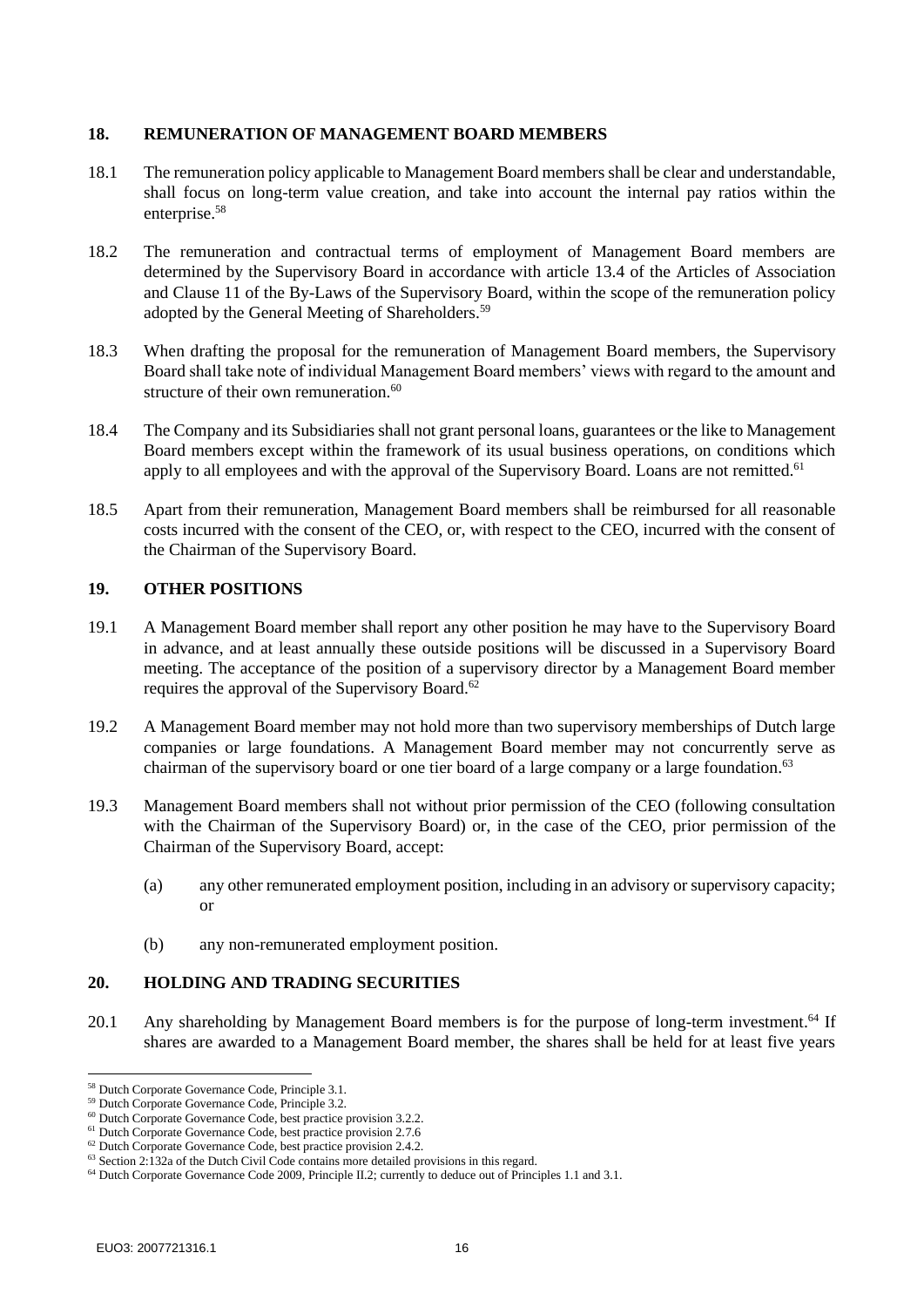## 18. REMUNERATION OF MANAGEMENT BOARD MEMBERS

18.1 The remuneration policy applicable to Management Board members shall be clear and understandable, shall focus on long-term value creation, and take into account the internal pay ratios within the enterprise.[58]

18.2 The remuneration and contractual terms of employment of Management Board members are determined by the Supervisory Board in accordance with article 13.4 of the Articles of Association and Clause 11 of the By-Laws of the Supervisory Board, within the scope of the remuneration policy adopted by the General Meeting of Shareholders.[59]

18.3 When drafting the proposal for the remuneration of Management Board members, the Supervisory Board shall take note of individual Management Board members' views with regard to the amount and structure of their own remuneration.[60]

18.4 The Company and its Subsidiaries shall not grant personal loans, guarantees or the like to Management Board members except within the framework of its usual business operations, on conditions which apply to all employees and with the approval of the Supervisory Board. Loans are not remitted.[61]

18.5 Apart from their remuneration, Management Board members shall be reimbursed for all reasonable costs incurred with the consent of the CEO, or, with respect to the CEO, incurred with the consent of the Chairman of the Supervisory Board.

## 19. OTHER POSITIONS

19.1 A Management Board member shall report any other position he may have to the Supervisory Board in advance, and at least annually these outside positions will be discussed in a Supervisory Board meeting. The acceptance of the position of a supervisory director by a Management Board member requires the approval of the Supervisory Board.[62]

19.2 A Management Board member may not hold more than two supervisory memberships of Dutch large companies or large foundations. A Management Board member may not concurrently serve as chairman of the supervisory board or one tier board of a large company or a large foundation.[63]

19.3 Management Board members shall not without prior permission of the CEO (following consultation with the Chairman of the Supervisory Board) or, in the case of the CEO, prior permission of the Chairman of the Supervisory Board, accept:

(a) any other remunerated employment position, including in an advisory or supervisory capacity; or

(b) any non-remunerated employment position.

## 20. HOLDING AND TRADING SECURITIES

20.1 Any shareholding by Management Board members is for the purpose of long-term investment.[64] If shares are awarded to a Management Board member, the shares shall be held for at least five years

---

[58] Dutch Corporate Governance Code, Principle 3.1.

[59] Dutch Corporate Governance Code, Principle 3.2.

[60] Dutch Corporate Governance Code, best practice provision 3.2.2.

[61] Dutch Corporate Governance Code, best practice provision 2.7.6

[62] Dutch Corporate Governance Code, best practice provision 2.4.2.

[63] Section 2:132a of the Dutch Civil Code contains more detailed provisions in this regard.

[64] Dutch Corporate Governance Code 2009, Principle II.2; currently to deduce out of Principles 1.1 and 3.1.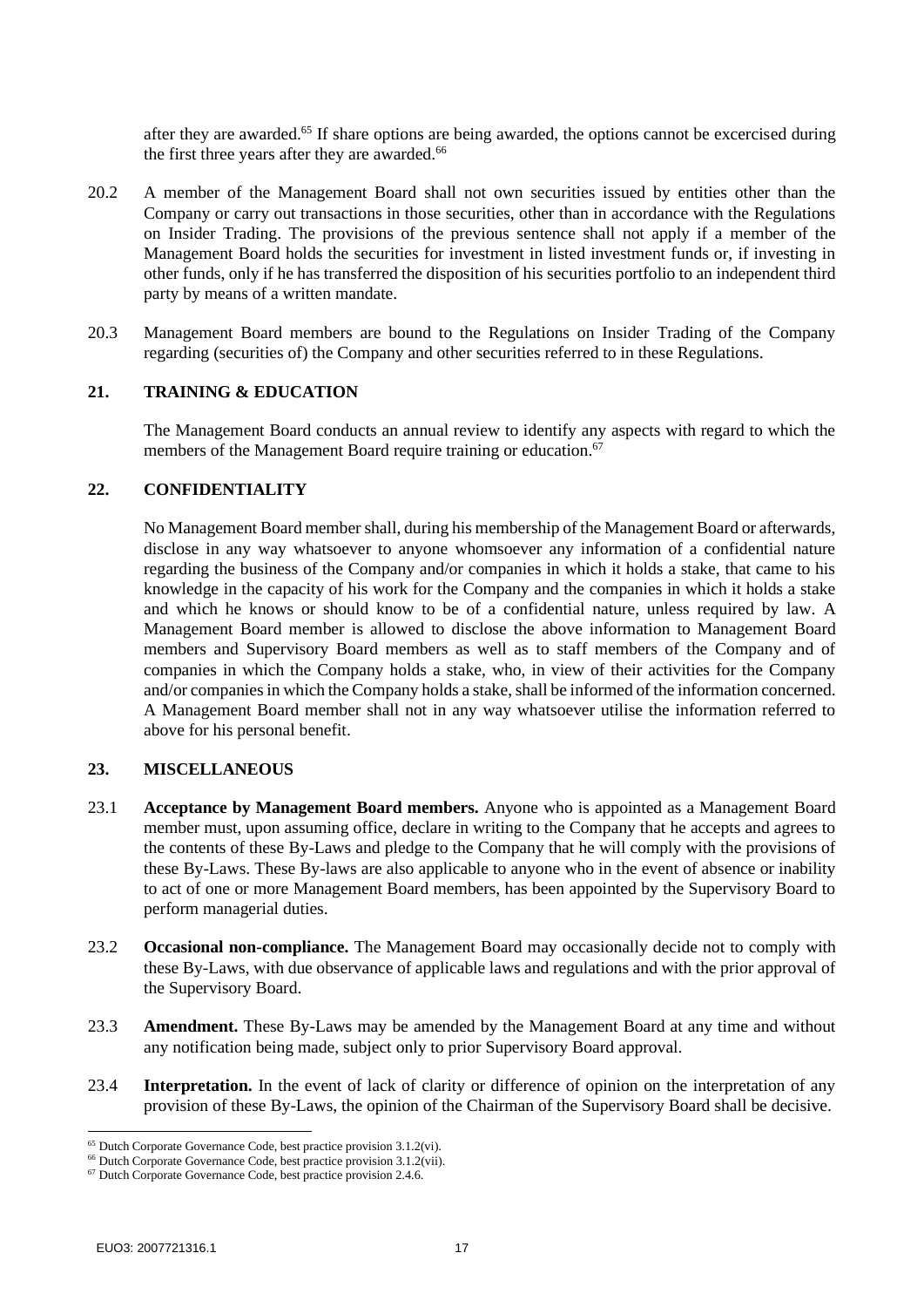after they are awarded.[65] If share options are being awarded, the options cannot be excercised during the first three years after they are awarded.[66]

20.2 A member of the Management Board shall not own securities issued by entities other than the Company or carry out transactions in those securities, other than in accordance with the Regulations on Insider Trading. The provisions of the previous sentence shall not apply if a member of the Management Board holds the securities for investment in listed investment funds or, if investing in other funds, only if he has transferred the disposition of his securities portfolio to an independent third party by means of a written mandate.

20.3 Management Board members are bound to the Regulations on Insider Trading of the Company regarding (securities of) the Company and other securities referred to in these Regulations.

## 21. TRAINING & EDUCATION

The Management Board conducts an annual review to identify any aspects with regard to which the members of the Management Board require training or education.[67]

## 22. CONFIDENTIALITY

No Management Board member shall, during his membership of the Management Board or afterwards, disclose in any way whatsoever to anyone whomsoever any information of a confidential nature regarding the business of the Company and/or companies in which it holds a stake, that came to his knowledge in the capacity of his work for the Company and the companies in which it holds a stake and which he knows or should know to be of a confidential nature, unless required by law. A Management Board member is allowed to disclose the above information to Management Board members and Supervisory Board members as well as to staff members of the Company and of companies in which the Company holds a stake, who, in view of their activities for the Company and/or companies in which the Company holds a stake, shall be informed of the information concerned. A Management Board member shall not in any way whatsoever utilise the information referred to above for his personal benefit.

## 23. MISCELLANEOUS

23.1 **Acceptance by Management Board members.** Anyone who is appointed as a Management Board member must, upon assuming office, declare in writing to the Company that he accepts and agrees to the contents of these By-Laws and pledge to the Company that he will comply with the provisions of these By-Laws. These By-laws are also applicable to anyone who in the event of absence or inability to act of one or more Management Board members, has been appointed by the Supervisory Board to perform managerial duties.

23.2 **Occasional non-compliance.** The Management Board may occasionally decide not to comply with these By-Laws, with due observance of applicable laws and regulations and with the prior approval of the Supervisory Board.

23.3 **Amendment.** These By-Laws may be amended by the Management Board at any time and without any notification being made, subject only to prior Supervisory Board approval.

23.4 **Interpretation.** In the event of lack of clarity or difference of opinion on the interpretation of any provision of these By-Laws, the opinion of the Chairman of the Supervisory Board shall be decisive.

---

[65] Dutch Corporate Governance Code, best practice provision 3.1.2(vi).

[66] Dutch Corporate Governance Code, best practice provision 3.1.2(vii).

[67] Dutch Corporate Governance Code, best practice provision 2.4.6.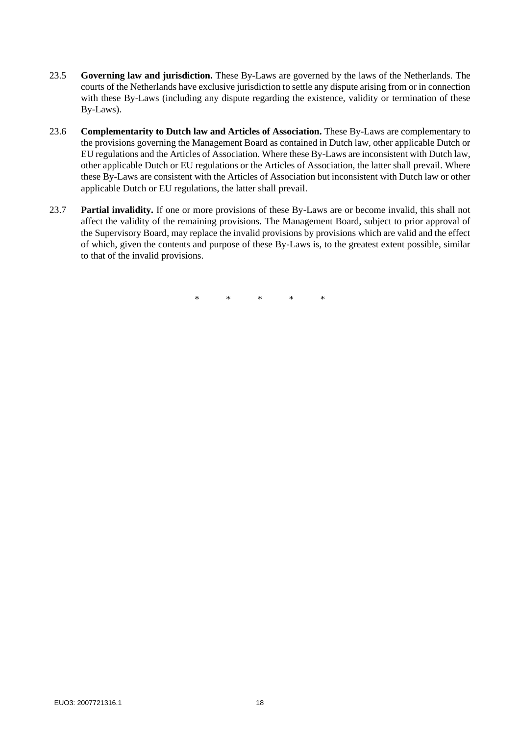23.5 **Governing law and jurisdiction.** These By-Laws are governed by the laws of the Netherlands. The courts of the Netherlands have exclusive jurisdiction to settle any dispute arising from or in connection with these By-Laws (including any dispute regarding the existence, validity or termination of these By-Laws).

23.6 **Complementarity to Dutch law and Articles of Association.** These By-Laws are complementary to the provisions governing the Management Board as contained in Dutch law, other applicable Dutch or EU regulations and the Articles of Association. Where these By-Laws are inconsistent with Dutch law, other applicable Dutch or EU regulations or the Articles of Association, the latter shall prevail. Where these By-Laws are consistent with the Articles of Association but inconsistent with Dutch law or other applicable Dutch or EU regulations, the latter shall prevail.

23.7 **Partial invalidity.** If one or more provisions of these By-Laws are or become invalid, this shall not affect the validity of the remaining provisions. The Management Board, subject to prior approval of the Supervisory Board, may replace the invalid provisions by provisions which are valid and the effect of which, given the contents and purpose of these By-Laws is, to the greatest extent possible, similar to that of the invalid provisions.

\* \* \* \* \*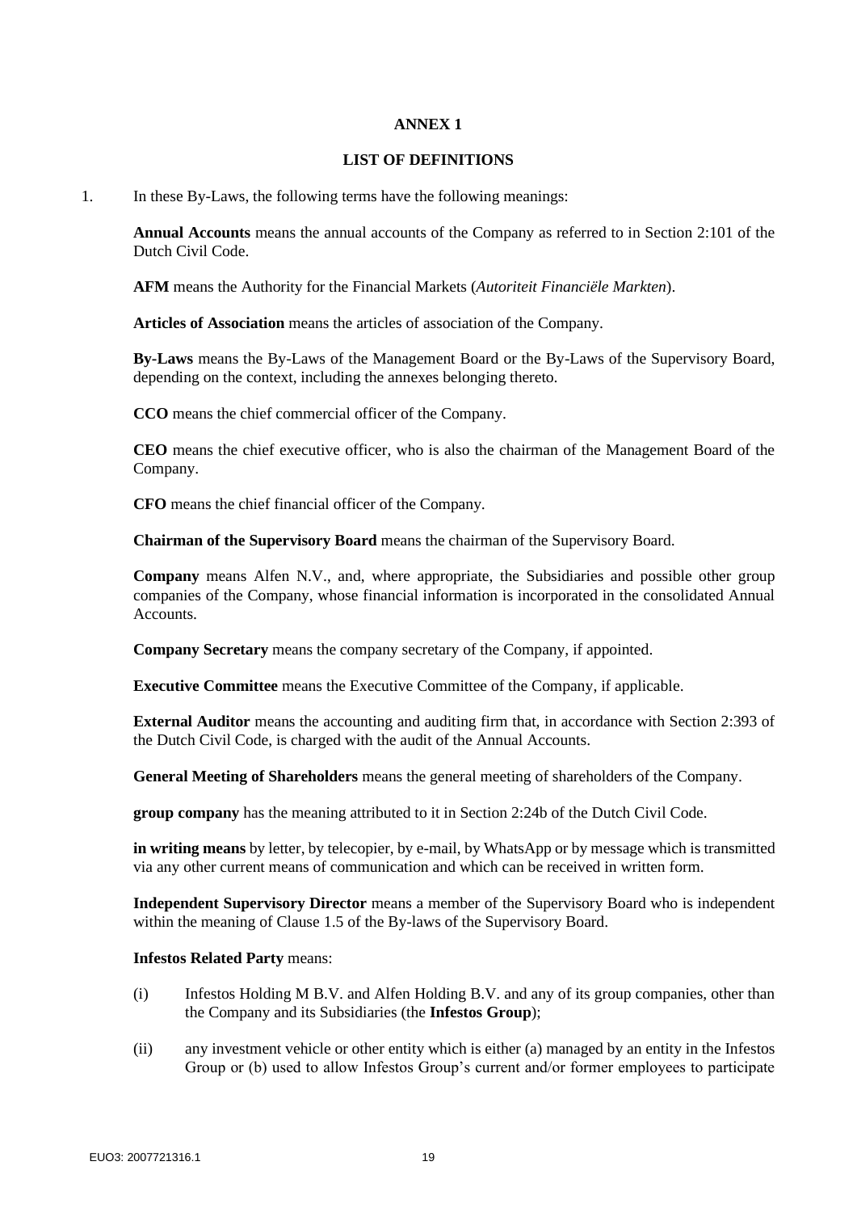**ANNEX 1**

**LIST OF DEFINITIONS**

1. In these By-Laws, the following terms have the following meanings:

**Annual Accounts** means the annual accounts of the Company as referred to in Section 2:101 of the Dutch Civil Code.

**AFM** means the Authority for the Financial Markets (*Autoriteit Financiële Markten*).

**Articles of Association** means the articles of association of the Company.

**By-Laws** means the By-Laws of the Management Board or the By-Laws of the Supervisory Board, depending on the context, including the annexes belonging thereto.

**CCO** means the chief commercial officer of the Company.

**CEO** means the chief executive officer, who is also the chairman of the Management Board of the Company.

**CFO** means the chief financial officer of the Company.

**Chairman of the Supervisory Board** means the chairman of the Supervisory Board.

**Company** means Alfen N.V., and, where appropriate, the Subsidiaries and possible other group companies of the Company, whose financial information is incorporated in the consolidated Annual Accounts.

**Company Secretary** means the company secretary of the Company, if appointed.

**Executive Committee** means the Executive Committee of the Company, if applicable.

**External Auditor** means the accounting and auditing firm that, in accordance with Section 2:393 of the Dutch Civil Code, is charged with the audit of the Annual Accounts.

**General Meeting of Shareholders** means the general meeting of shareholders of the Company.

**group company** has the meaning attributed to it in Section 2:24b of the Dutch Civil Code.

**in writing means** by letter, by telecopier, by e-mail, by WhatsApp or by message which is transmitted via any other current means of communication and which can be received in written form.

**Independent Supervisory Director** means a member of the Supervisory Board who is independent within the meaning of Clause 1.5 of the By-laws of the Supervisory Board.

**Infestos Related Party** means:

(i) Infestos Holding M B.V. and Alfen Holding B.V. and any of its group companies, other than the Company and its Subsidiaries (the **Infestos Group**);

(ii) any investment vehicle or other entity which is either (a) managed by an entity in the Infestos Group or (b) used to allow Infestos Group's current and/or former employees to participate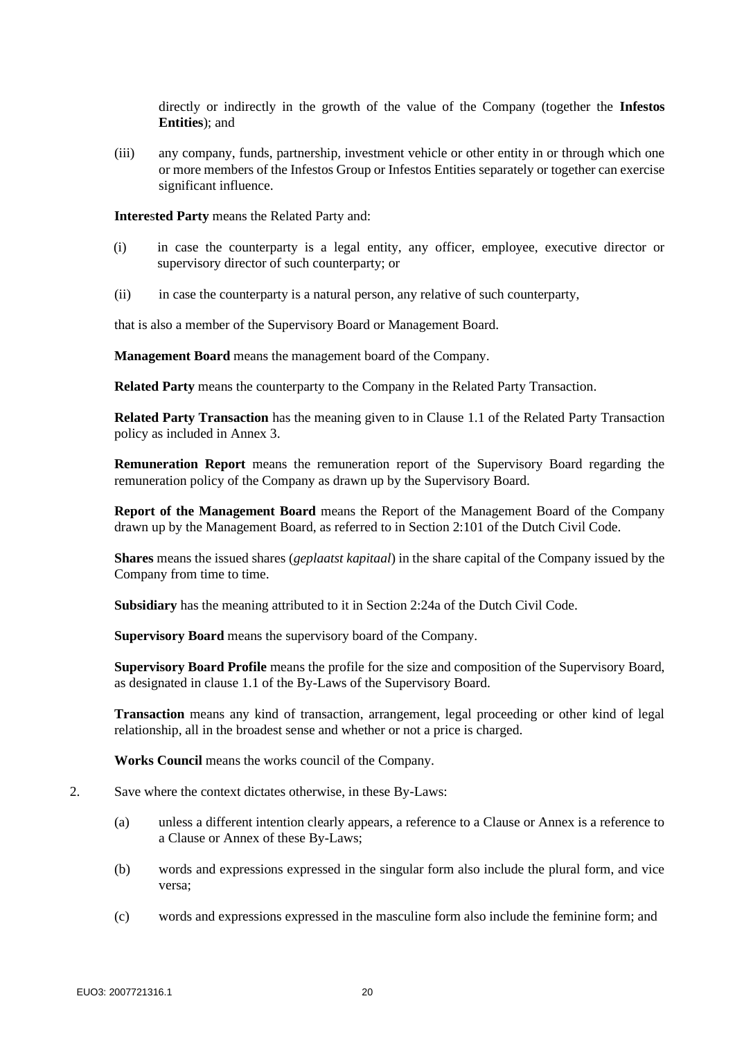directly or indirectly in the growth of the value of the Company (together the **Infestos Entities**); and

(iii) any company, funds, partnership, investment vehicle or other entity in or through which one or more members of the Infestos Group or Infestos Entities separately or together can exercise significant influence.

**Interested Party** means the Related Party and:

(i) in case the counterparty is a legal entity, any officer, employee, executive director or supervisory director of such counterparty; or

(ii) in case the counterparty is a natural person, any relative of such counterparty,

that is also a member of the Supervisory Board or Management Board.

**Management Board** means the management board of the Company.

**Related Party** means the counterparty to the Company in the Related Party Transaction.

**Related Party Transaction** has the meaning given to in Clause 1.1 of the Related Party Transaction policy as included in Annex 3.

**Remuneration Report** means the remuneration report of the Supervisory Board regarding the remuneration policy of the Company as drawn up by the Supervisory Board.

**Report of the Management Board** means the Report of the Management Board of the Company drawn up by the Management Board, as referred to in Section 2:101 of the Dutch Civil Code.

**Shares** means the issued shares (*geplaatst kapitaal*) in the share capital of the Company issued by the Company from time to time.

**Subsidiary** has the meaning attributed to it in Section 2:24a of the Dutch Civil Code.

**Supervisory Board** means the supervisory board of the Company.

**Supervisory Board Profile** means the profile for the size and composition of the Supervisory Board, as designated in clause 1.1 of the By-Laws of the Supervisory Board.

**Transaction** means any kind of transaction, arrangement, legal proceeding or other kind of legal relationship, all in the broadest sense and whether or not a price is charged.

**Works Council** means the works council of the Company.

2. Save where the context dictates otherwise, in these By-Laws:

(a) unless a different intention clearly appears, a reference to a Clause or Annex is a reference to a Clause or Annex of these By-Laws;

(b) words and expressions expressed in the singular form also include the plural form, and vice versa;

(c) words and expressions expressed in the masculine form also include the feminine form; and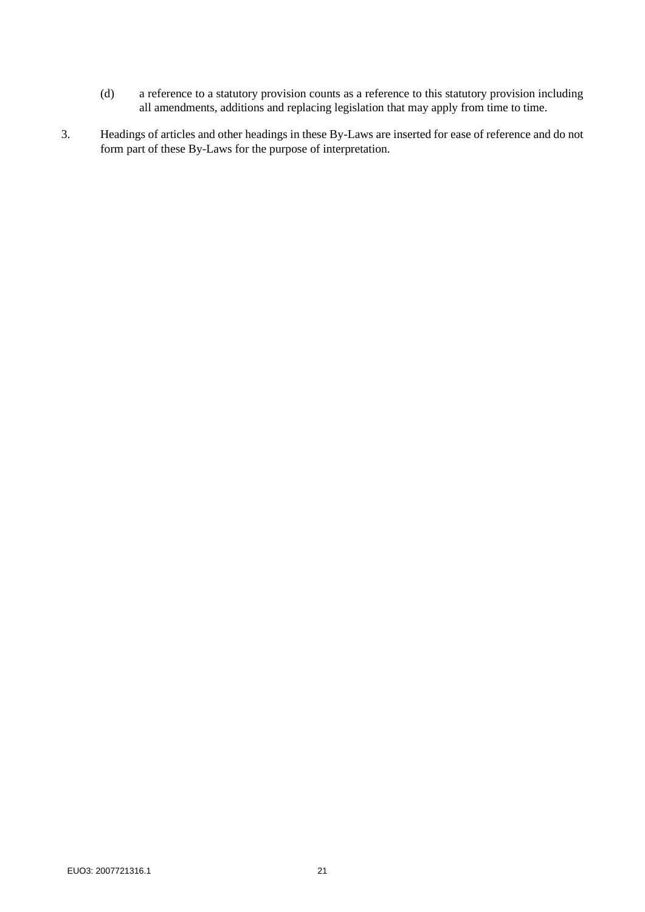(d) a reference to a statutory provision counts as a reference to this statutory provision including all amendments, additions and replacing legislation that may apply from time to time.

3. Headings of articles and other headings in these By-Laws are inserted for ease of reference and do not form part of these By-Laws for the purpose of interpretation.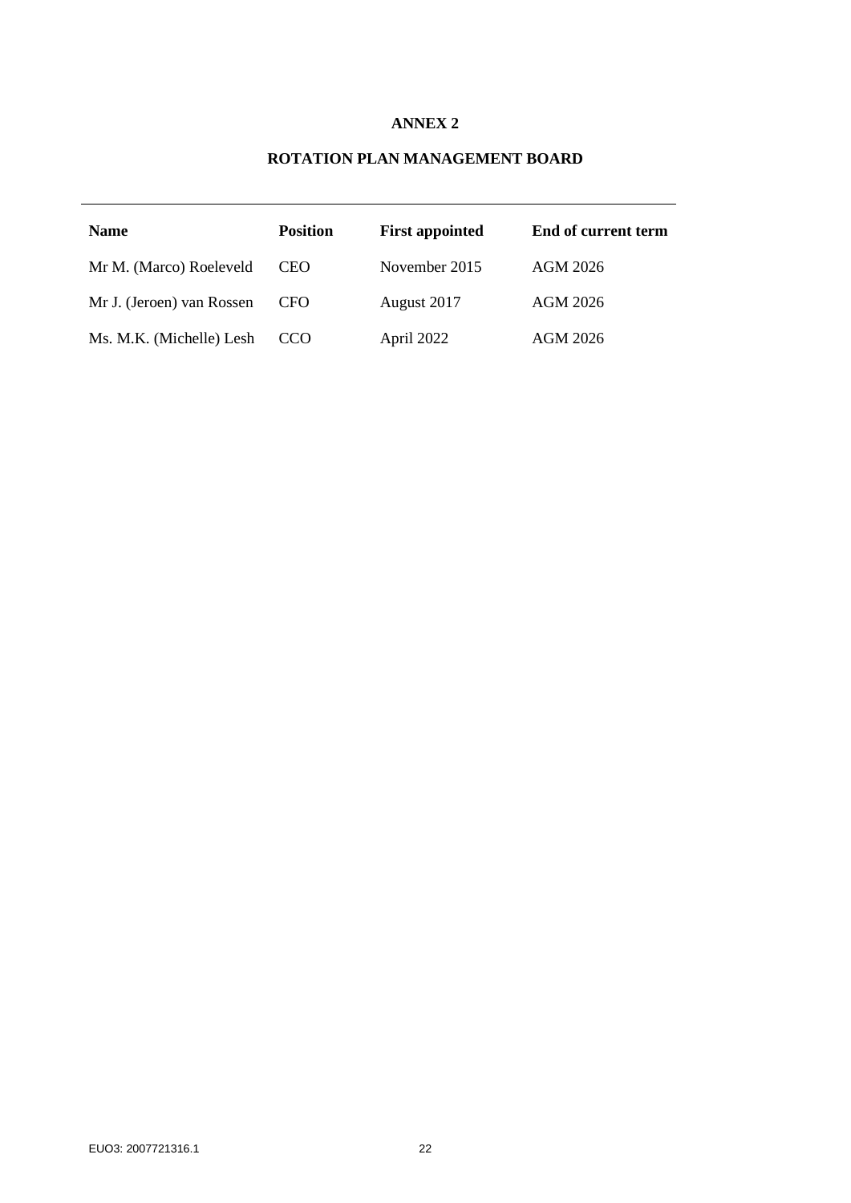# ANNEX 2

## ROTATION PLAN MANAGEMENT BOARD

| Name | Position | First appointed | End of current term |
|---|---|---|---|
| Mr M. (Marco) Roeleveld | CEO | November 2015 | AGM 2026 |
| Mr J. (Jeroen) van Rossen | CFO | August 2017 | AGM 2026 |
| Ms. M.K. (Michelle) Lesh | CCO | April 2022 | AGM 2026 |

EUO3: 2007721316.1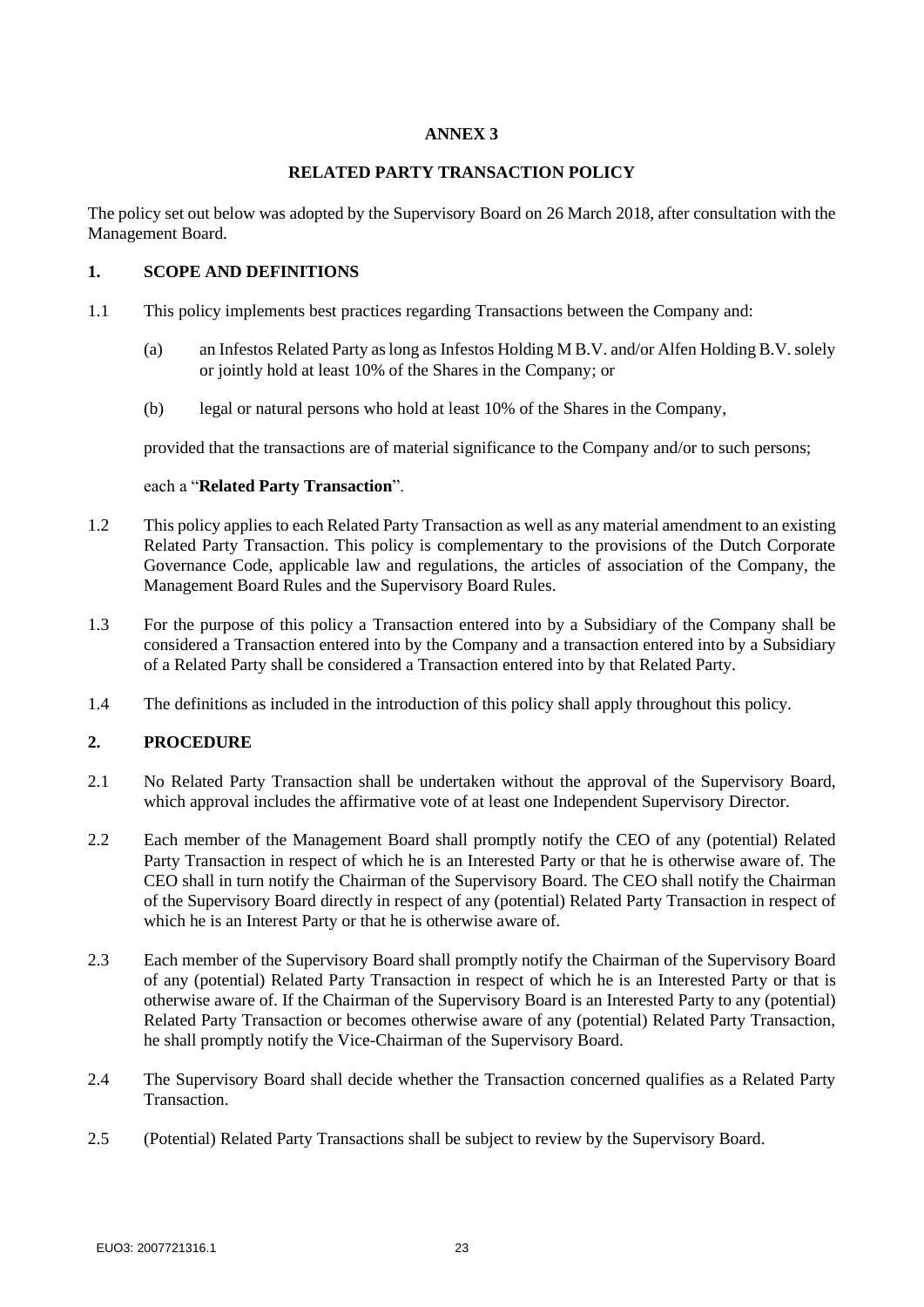# ANNEX 3

## RELATED PARTY TRANSACTION POLICY

The policy set out below was adopted by the Supervisory Board on 26 March 2018, after consultation with the Management Board.

### 1. SCOPE AND DEFINITIONS

1.1 This policy implements best practices regarding Transactions between the Company and:

(a) an Infestos Related Party as long as Infestos Holding M B.V. and/or Alfen Holding B.V. solely or jointly hold at least 10% of the Shares in the Company; or

(b) legal or natural persons who hold at least 10% of the Shares in the Company,

provided that the transactions are of material significance to the Company and/or to such persons;

each a "**Related Party Transaction**".

1.2 This policy applies to each Related Party Transaction as well as any material amendment to an existing Related Party Transaction. This policy is complementary to the provisions of the Dutch Corporate Governance Code, applicable law and regulations, the articles of association of the Company, the Management Board Rules and the Supervisory Board Rules.

1.3 For the purpose of this policy a Transaction entered into by a Subsidiary of the Company shall be considered a Transaction entered into by the Company and a transaction entered into by a Subsidiary of a Related Party shall be considered a Transaction entered into by that Related Party.

1.4 The definitions as included in the introduction of this policy shall apply throughout this policy.

### 2. PROCEDURE

2.1 No Related Party Transaction shall be undertaken without the approval of the Supervisory Board, which approval includes the affirmative vote of at least one Independent Supervisory Director.

2.2 Each member of the Management Board shall promptly notify the CEO of any (potential) Related Party Transaction in respect of which he is an Interested Party or that he is otherwise aware of. The CEO shall in turn notify the Chairman of the Supervisory Board. The CEO shall notify the Chairman of the Supervisory Board directly in respect of any (potential) Related Party Transaction in respect of which he is an Interest Party or that he is otherwise aware of.

2.3 Each member of the Supervisory Board shall promptly notify the Chairman of the Supervisory Board of any (potential) Related Party Transaction in respect of which he is an Interested Party or that is otherwise aware of. If the Chairman of the Supervisory Board is an Interested Party to any (potential) Related Party Transaction or becomes otherwise aware of any (potential) Related Party Transaction, he shall promptly notify the Vice-Chairman of the Supervisory Board.

2.4 The Supervisory Board shall decide whether the Transaction concerned qualifies as a Related Party Transaction.

2.5 (Potential) Related Party Transactions shall be subject to review by the Supervisory Board.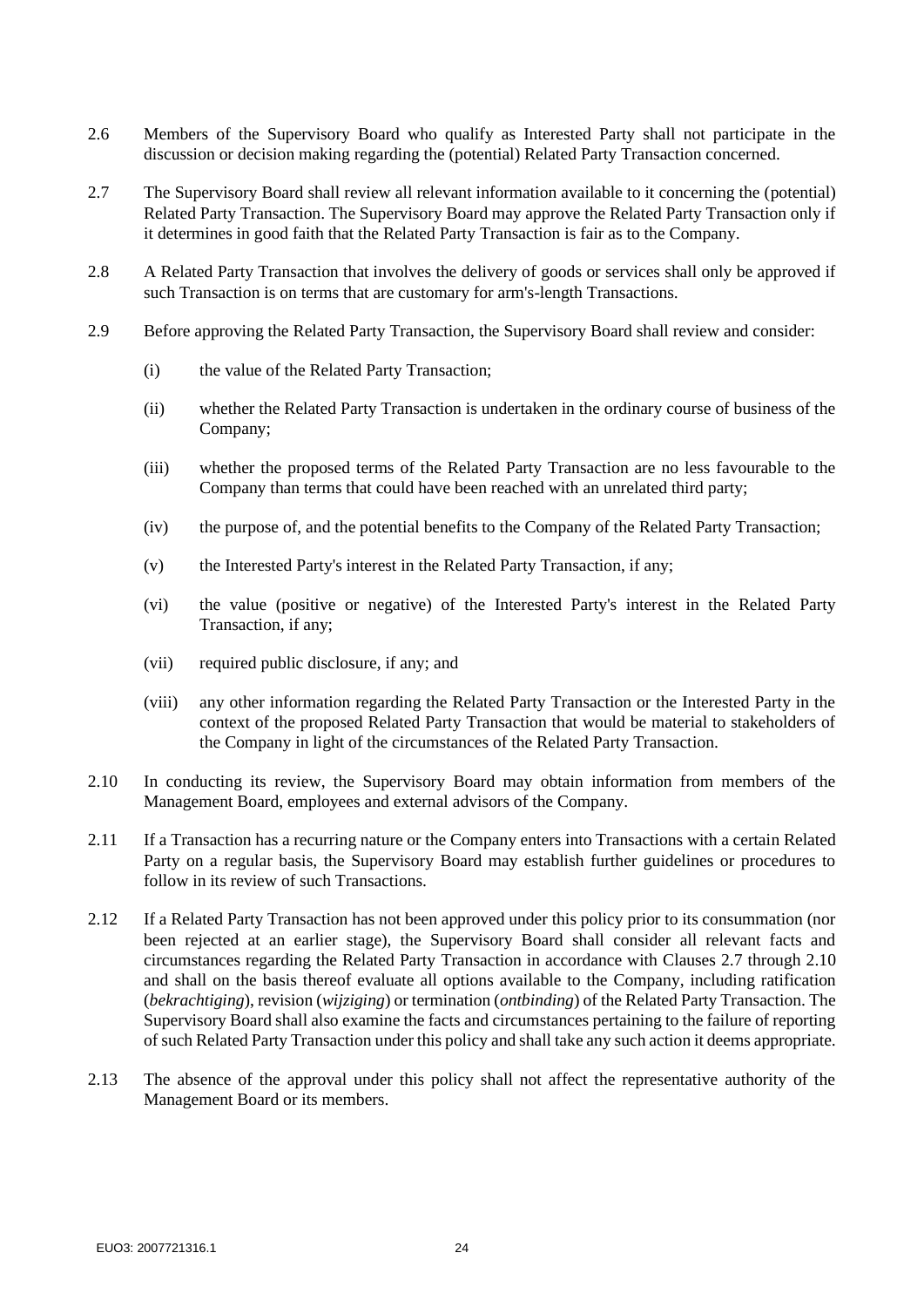2.6 Members of the Supervisory Board who qualify as Interested Party shall not participate in the discussion or decision making regarding the (potential) Related Party Transaction concerned.

2.7 The Supervisory Board shall review all relevant information available to it concerning the (potential) Related Party Transaction. The Supervisory Board may approve the Related Party Transaction only if it determines in good faith that the Related Party Transaction is fair as to the Company.

2.8 A Related Party Transaction that involves the delivery of goods or services shall only be approved if such Transaction is on terms that are customary for arm's-length Transactions.

2.9 Before approving the Related Party Transaction, the Supervisory Board shall review and consider:

(i) the value of the Related Party Transaction;

(ii) whether the Related Party Transaction is undertaken in the ordinary course of business of the Company;

(iii) whether the proposed terms of the Related Party Transaction are no less favourable to the Company than terms that could have been reached with an unrelated third party;

(iv) the purpose of, and the potential benefits to the Company of the Related Party Transaction;

(v) the Interested Party's interest in the Related Party Transaction, if any;

(vi) the value (positive or negative) of the Interested Party's interest in the Related Party Transaction, if any;

(vii) required public disclosure, if any; and

(viii) any other information regarding the Related Party Transaction or the Interested Party in the context of the proposed Related Party Transaction that would be material to stakeholders of the Company in light of the circumstances of the Related Party Transaction.

2.10 In conducting its review, the Supervisory Board may obtain information from members of the Management Board, employees and external advisors of the Company.

2.11 If a Transaction has a recurring nature or the Company enters into Transactions with a certain Related Party on a regular basis, the Supervisory Board may establish further guidelines or procedures to follow in its review of such Transactions.

2.12 If a Related Party Transaction has not been approved under this policy prior to its consummation (nor been rejected at an earlier stage), the Supervisory Board shall consider all relevant facts and circumstances regarding the Related Party Transaction in accordance with Clauses 2.7 through 2.10 and shall on the basis thereof evaluate all options available to the Company, including ratification (*bekrachtiging*), revision (*wijziging*) or termination (*ontbinding*) of the Related Party Transaction. The Supervisory Board shall also examine the facts and circumstances pertaining to the failure of reporting of such Related Party Transaction under this policy and shall take any such action it deems appropriate.

2.13 The absence of the approval under this policy shall not affect the representative authority of the Management Board or its members.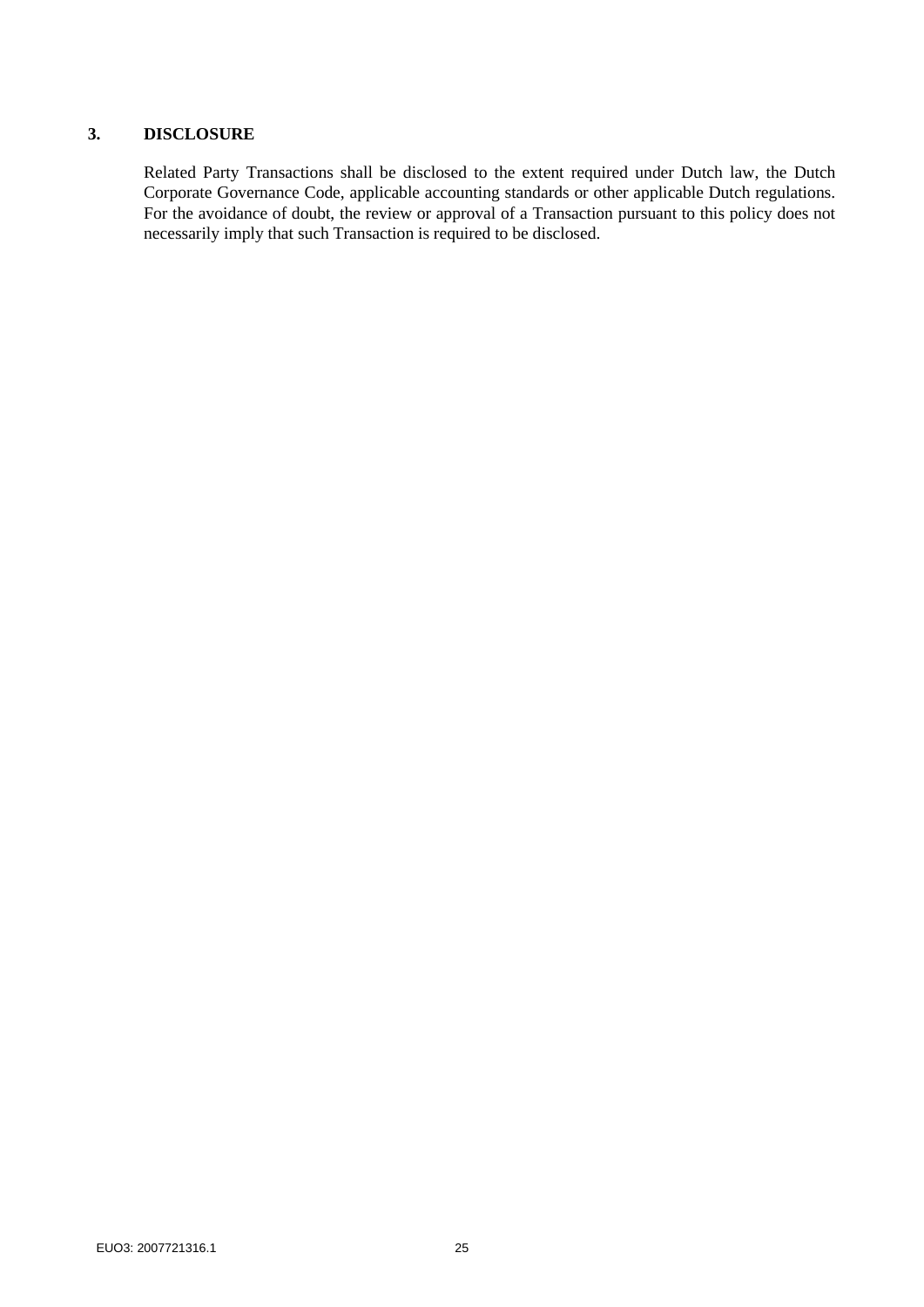## 3. DISCLOSURE

Related Party Transactions shall be disclosed to the extent required under Dutch law, the Dutch Corporate Governance Code, applicable accounting standards or other applicable Dutch regulations. For the avoidance of doubt, the review or approval of a Transaction pursuant to this policy does not necessarily imply that such Transaction is required to be disclosed.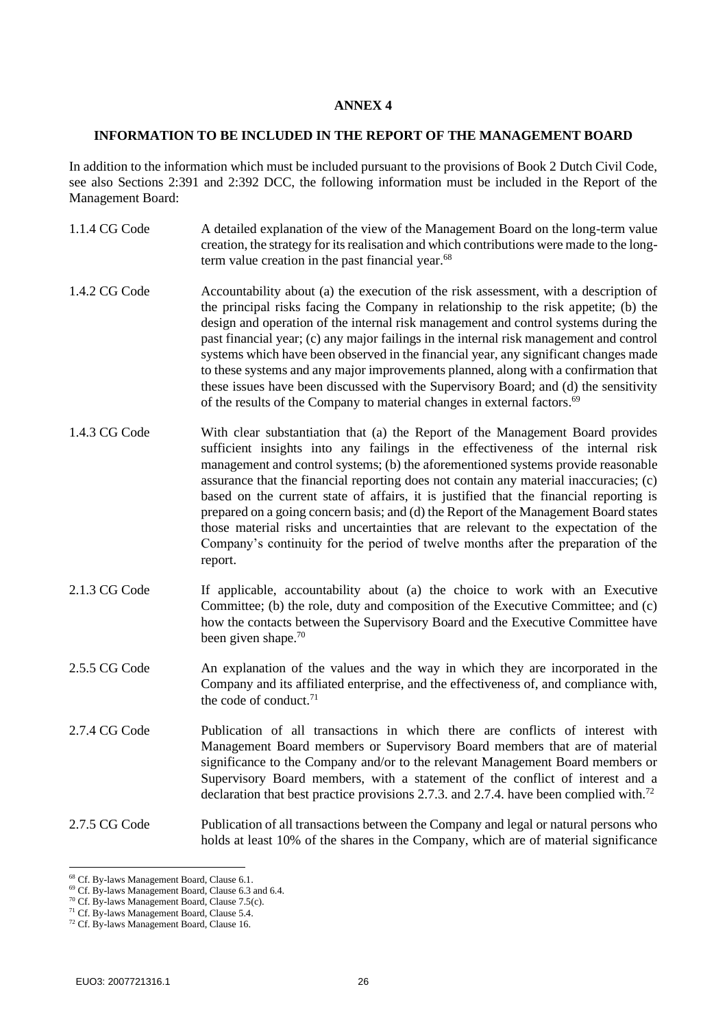**ANNEX 4**

**INFORMATION TO BE INCLUDED IN THE REPORT OF THE MANAGEMENT BOARD**

In addition to the information which must be included pursuant to the provisions of Book 2 Dutch Civil Code, see also Sections 2:391 and 2:392 DCC, the following information must be included in the Report of the Management Board:

| | |
|---|---|
| 1.1.4 CG Code | A detailed explanation of the view of the Management Board on the long-term value creation, the strategy for its realisation and which contributions were made to the long-term value creation in the past financial year.[68] |
| 1.4.2 CG Code | Accountability about (a) the execution of the risk assessment, with a description of the principal risks facing the Company in relationship to the risk appetite; (b) the design and operation of the internal risk management and control systems during the past financial year; (c) any major failings in the internal risk management and control systems which have been observed in the financial year, any significant changes made to these systems and any major improvements planned, along with a confirmation that these issues have been discussed with the Supervisory Board; and (d) the sensitivity of the results of the Company to material changes in external factors.[69] |
| 1.4.3 CG Code | With clear substantiation that (a) the Report of the Management Board provides sufficient insights into any failings in the effectiveness of the internal risk management and control systems; (b) the aforementioned systems provide reasonable assurance that the financial reporting does not contain any material inaccuracies; (c) based on the current state of affairs, it is justified that the financial reporting is prepared on a going concern basis; and (d) the Report of the Management Board states those material risks and uncertainties that are relevant to the expectation of the Company's continuity for the period of twelve months after the preparation of the report. |
| 2.1.3 CG Code | If applicable, accountability about (a) the choice to work with an Executive Committee; (b) the role, duty and composition of the Executive Committee; and (c) how the contacts between the Supervisory Board and the Executive Committee have been given shape.[70] |
| 2.5.5 CG Code | An explanation of the values and the way in which they are incorporated in the Company and its affiliated enterprise, and the effectiveness of, and compliance with, the code of conduct.[71] |
| 2.7.4 CG Code | Publication of all transactions in which there are conflicts of interest with Management Board members or Supervisory Board members that are of material significance to the Company and/or to the relevant Management Board members or Supervisory Board members, with a statement of the conflict of interest and a declaration that best practice provisions 2.7.3. and 2.7.4. have been complied with.[72] |
| 2.7.5 CG Code | Publication of all transactions between the Company and legal or natural persons who holds at least 10% of the shares in the Company, which are of material significance |

[68] Cf. By-laws Management Board, Clause 6.1.
[69] Cf. By-laws Management Board, Clause 6.3 and 6.4.
[70] Cf. By-laws Management Board, Clause 7.5(c).
[71] Cf. By-laws Management Board, Clause 5.4.
[72] Cf. By-laws Management Board, Clause 16.

EUO3: 2007721316.1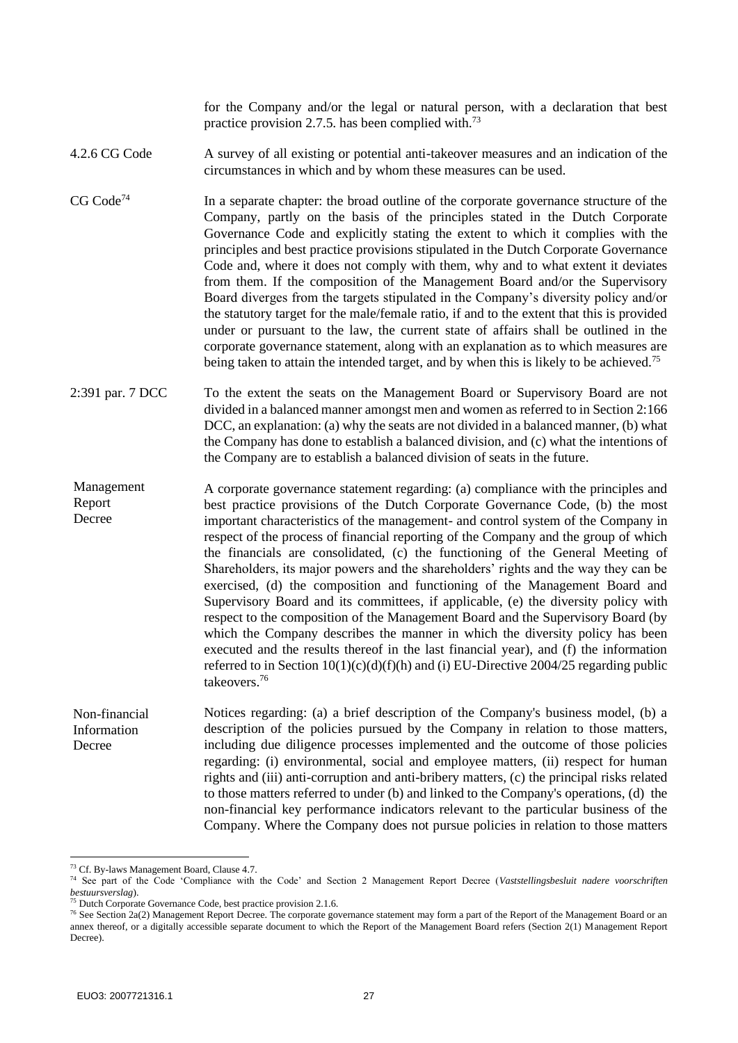| | |
|---|---|
| | for the Company and/or the legal or natural person, with a declaration that best practice provision 2.7.5. has been complied with.[73] |
| 4.2.6 CG Code | A survey of all existing or potential anti-takeover measures and an indication of the circumstances in which and by whom these measures can be used. |
| CG Code[74] | In a separate chapter: the broad outline of the corporate governance structure of the Company, partly on the basis of the principles stated in the Dutch Corporate Governance Code and explicitly stating the extent to which it complies with the principles and best practice provisions stipulated in the Dutch Corporate Governance Code and, where it does not comply with them, why and to what extent it deviates from them. If the composition of the Management Board and/or the Supervisory Board diverges from the targets stipulated in the Company's diversity policy and/or the statutory target for the male/female ratio, if and to the extent that this is provided under or pursuant to the law, the current state of affairs shall be outlined in the corporate governance statement, along with an explanation as to which measures are being taken to attain the intended target, and by when this is likely to be achieved.[75] |
| 2:391 par. 7 DCC | To the extent the seats on the Management Board or Supervisory Board are not divided in a balanced manner amongst men and women as referred to in Section 2:166 DCC, an explanation: (a) why the seats are not divided in a balanced manner, (b) what the Company has done to establish a balanced division, and (c) what the intentions of the Company are to establish a balanced division of seats in the future. |
| Management Report Decree | A corporate governance statement regarding: (a) compliance with the principles and best practice provisions of the Dutch Corporate Governance Code, (b) the most important characteristics of the management- and control system of the Company in respect of the process of financial reporting of the Company and the group of which the financials are consolidated, (c) the functioning of the General Meeting of Shareholders, its major powers and the shareholders' rights and the way they can be exercised, (d) the composition and functioning of the Management Board and Supervisory Board and its committees, if applicable, (e) the diversity policy with respect to the composition of the Management Board and the Supervisory Board (by which the Company describes the manner in which the diversity policy has been executed and the results thereof in the last financial year), and (f) the information referred to in Section 10(1)(c)(d)(f)(h) and (i) EU-Directive 2004/25 regarding public takeovers.[76] |
| Non-financial Information Decree | Notices regarding: (a) a brief description of the Company's business model, (b) a description of the policies pursued by the Company in relation to those matters, including due diligence processes implemented and the outcome of those policies regarding: (i) environmental, social and employee matters, (ii) respect for human rights and (iii) anti-corruption and anti-bribery matters, (c) the principal risks related to those matters referred to under (b) and linked to the Company's operations, (d) the non-financial key performance indicators relevant to the particular business of the Company. Where the Company does not pursue policies in relation to those matters |

[73] Cf. By-laws Management Board, Clause 4.7.

[74] See part of the Code 'Compliance with the Code' and Section 2 Management Report Decree (*Vaststellingsbesluit nadere voorschriften bestuursverslag*).

[75] Dutch Corporate Governance Code, best practice provision 2.1.6.

[76] See Section 2a(2) Management Report Decree. The corporate governance statement may form a part of the Report of the Management Board or an annex thereof, or a digitally accessible separate document to which the Report of the Management Board refers (Section 2(1) Management Report Decree).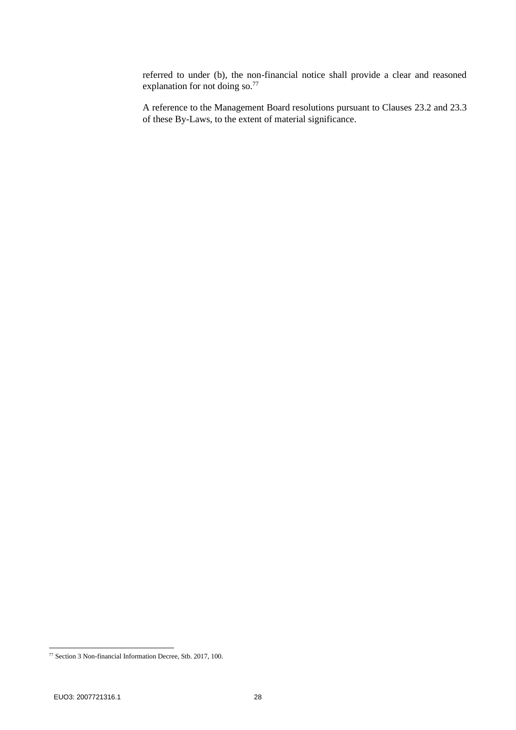referred to under (b), the non-financial notice shall provide a clear and reasoned explanation for not doing so.[77]

A reference to the Management Board resolutions pursuant to Clauses 23.2 and 23.3 of these By-Laws, to the extent of material significance.

[77] Section 3 Non-financial Information Decree, Stb. 2017, 100.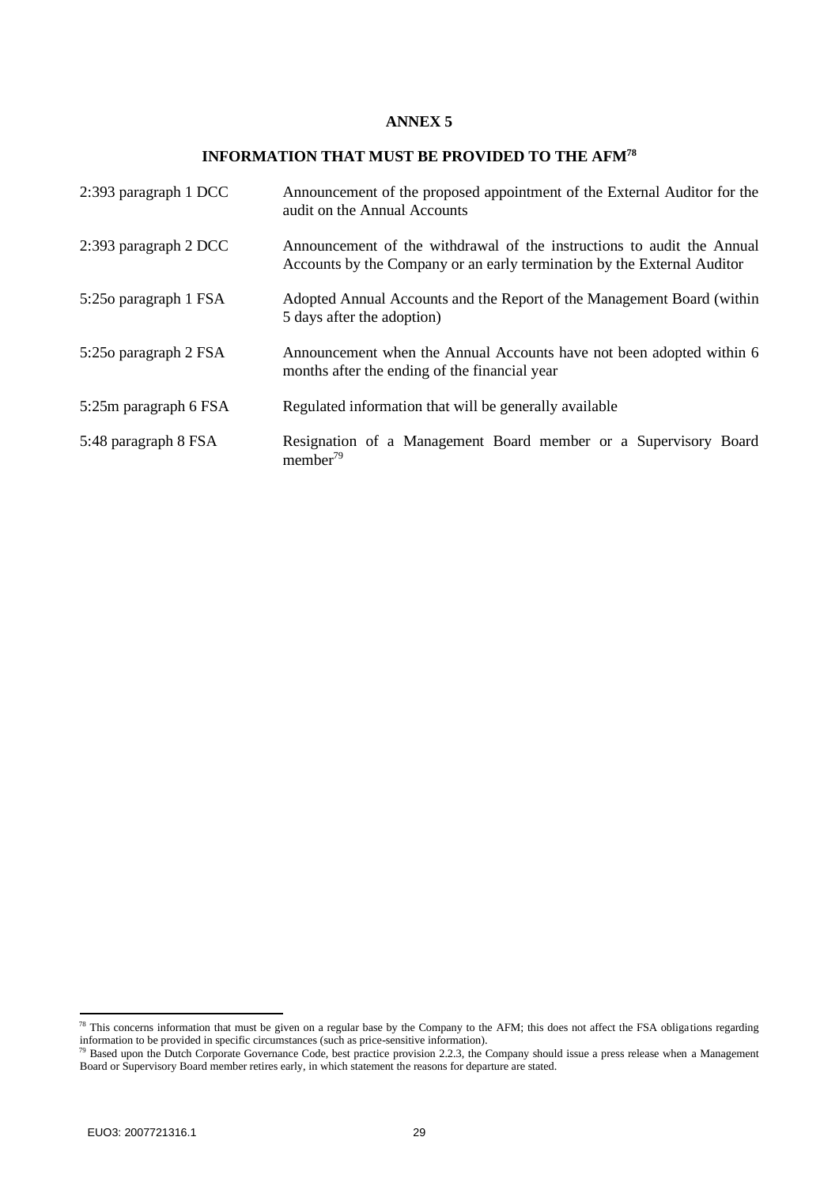# ANNEX 5

## INFORMATION THAT MUST BE PROVIDED TO THE AFM[78]

| | |
|---|---|
| 2:393 paragraph 1 DCC | Announcement of the proposed appointment of the External Auditor for the audit on the Annual Accounts |
| 2:393 paragraph 2 DCC | Announcement of the withdrawal of the instructions to audit the Annual Accounts by the Company or an early termination by the External Auditor |
| 5:25o paragraph 1 FSA | Adopted Annual Accounts and the Report of the Management Board (within 5 days after the adoption) |
| 5:25o paragraph 2 FSA | Announcement when the Annual Accounts have not been adopted within 6 months after the ending of the financial year |
| 5:25m paragraph 6 FSA | Regulated information that will be generally available |
| 5:48 paragraph 8 FSA | Resignation of a Management Board member or a Supervisory Board member[79] |

[78] This concerns information that must be given on a regular base by the Company to the AFM; this does not affect the FSA obligations regarding information to be provided in specific circumstances (such as price-sensitive information).

[79] Based upon the Dutch Corporate Governance Code, best practice provision 2.2.3, the Company should issue a press release when a Management Board or Supervisory Board member retires early, in which statement the reasons for departure are stated.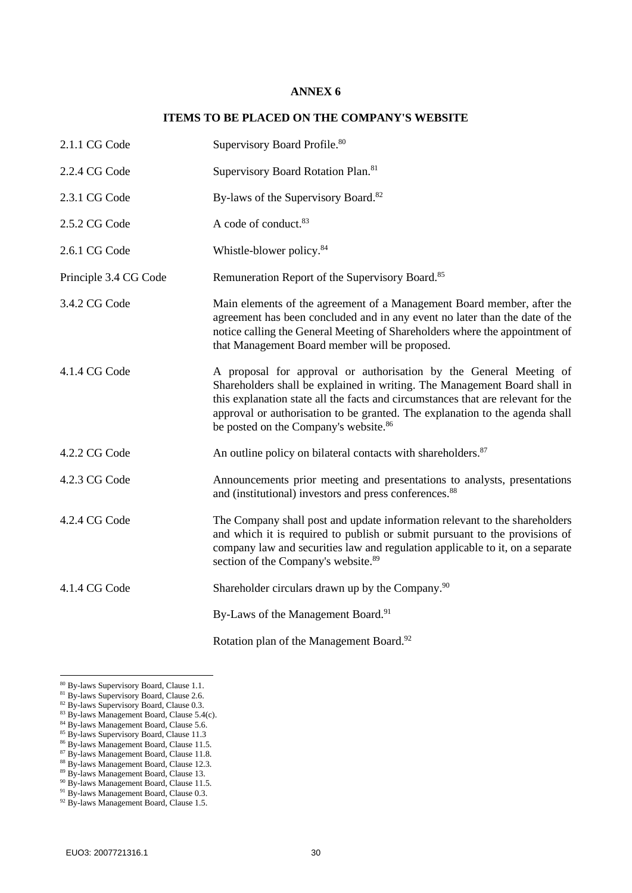**ANNEX 6**

**ITEMS TO BE PLACED ON THE COMPANY'S WEBSITE**

| | |
|---|---|
| 2.1.1 CG Code | Supervisory Board Profile.[80] |
| 2.2.4 CG Code | Supervisory Board Rotation Plan.[81] |
| 2.3.1 CG Code | By-laws of the Supervisory Board.[82] |
| 2.5.2 CG Code | A code of conduct.[83] |
| 2.6.1 CG Code | Whistle-blower policy.[84] |
| Principle 3.4 CG Code | Remuneration Report of the Supervisory Board.[85] |
| 3.4.2 CG Code | Main elements of the agreement of a Management Board member, after the agreement has been concluded and in any event no later than the date of the notice calling the General Meeting of Shareholders where the appointment of that Management Board member will be proposed. |
| 4.1.4 CG Code | A proposal for approval or authorisation by the General Meeting of Shareholders shall be explained in writing. The Management Board shall in this explanation state all the facts and circumstances that are relevant for the approval or authorisation to be granted. The explanation to the agenda shall be posted on the Company's website.[86] |
| 4.2.2 CG Code | An outline policy on bilateral contacts with shareholders.[87] |
| 4.2.3 CG Code | Announcements prior meeting and presentations to analysts, presentations and (institutional) investors and press conferences.[88] |
| 4.2.4 CG Code | The Company shall post and update information relevant to the shareholders and which it is required to publish or submit pursuant to the provisions of company law and securities law and regulation applicable to it, on a separate section of the Company's website.[89] |
| 4.1.4 CG Code | Shareholder circulars drawn up by the Company.[90] |
| | By-Laws of the Management Board.[91] |
| | Rotation plan of the Management Board.[92] |

[80] By-laws Supervisory Board, Clause 1.1.
[81] By-laws Supervisory Board, Clause 2.6.
[82] By-laws Supervisory Board, Clause 0.3.
[83] By-laws Management Board, Clause 5.4(c).
[84] By-laws Management Board, Clause 5.6.
[85] By-laws Supervisory Board, Clause 11.3
[86] By-laws Management Board, Clause 11.5.
[87] By-laws Management Board, Clause 11.8.
[88] By-laws Management Board, Clause 12.3.
[89] By-laws Management Board, Clause 13.
[90] By-laws Management Board, Clause 11.5.
[91] By-laws Management Board, Clause 0.3.
[92] By-laws Management Board, Clause 1.5.

EUO3: 2007721316.1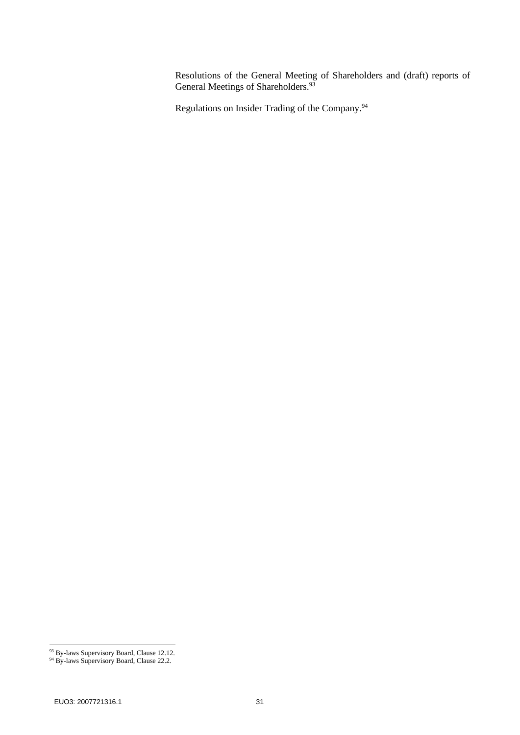Resolutions of the General Meeting of Shareholders and (draft) reports of General Meetings of Shareholders.[93]

Regulations on Insider Trading of the Company.[94]

[93] By-laws Supervisory Board, Clause 12.12.

[94] By-laws Supervisory Board, Clause 22.2.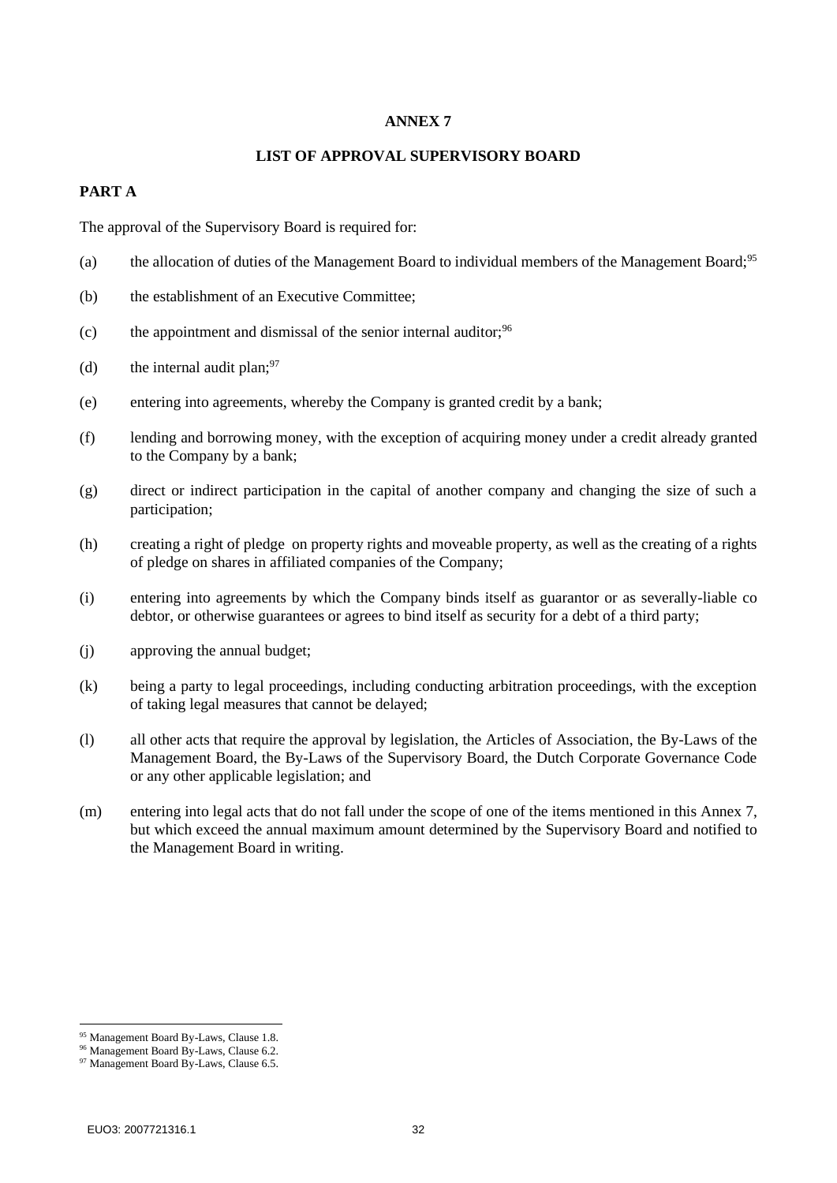# ANNEX 7

## LIST OF APPROVAL SUPERVISORY BOARD

### PART A

The approval of the Supervisory Board is required for:

(a) the allocation of duties of the Management Board to individual members of the Management Board;[95]

(b) the establishment of an Executive Committee;

(c) the appointment and dismissal of the senior internal auditor;[96]

(d) the internal audit plan;[97]

(e) entering into agreements, whereby the Company is granted credit by a bank;

(f) lending and borrowing money, with the exception of acquiring money under a credit already granted to the Company by a bank;

(g) direct or indirect participation in the capital of another company and changing the size of such a participation;

(h) creating a right of pledge on property rights and moveable property, as well as the creating of a rights of pledge on shares in affiliated companies of the Company;

(i) entering into agreements by which the Company binds itself as guarantor or as severally-liable co debtor, or otherwise guarantees or agrees to bind itself as security for a debt of a third party;

(j) approving the annual budget;

(k) being a party to legal proceedings, including conducting arbitration proceedings, with the exception of taking legal measures that cannot be delayed;

(l) all other acts that require the approval by legislation, the Articles of Association, the By-Laws of the Management Board, the By-Laws of the Supervisory Board, the Dutch Corporate Governance Code or any other applicable legislation; and

(m) entering into legal acts that do not fall under the scope of one of the items mentioned in this Annex 7, but which exceed the annual maximum amount determined by the Supervisory Board and notified to the Management Board in writing.

---

[95] Management Board By-Laws, Clause 1.8.

[96] Management Board By-Laws, Clause 6.2.

[97] Management Board By-Laws, Clause 6.5.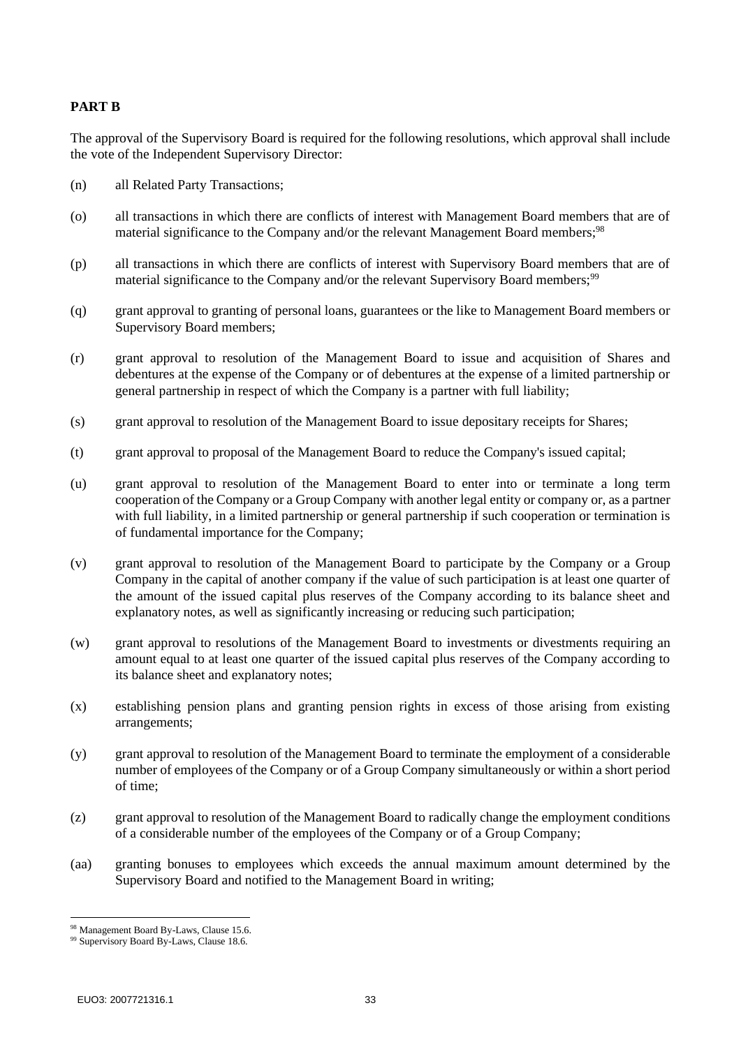**PART B**

The approval of the Supervisory Board is required for the following resolutions, which approval shall include the vote of the Independent Supervisory Director:

(n) all Related Party Transactions;

(o) all transactions in which there are conflicts of interest with Management Board members that are of material significance to the Company and/or the relevant Management Board members;[98]

(p) all transactions in which there are conflicts of interest with Supervisory Board members that are of material significance to the Company and/or the relevant Supervisory Board members;[99]

(q) grant approval to granting of personal loans, guarantees or the like to Management Board members or Supervisory Board members;

(r) grant approval to resolution of the Management Board to issue and acquisition of Shares and debentures at the expense of the Company or of debentures at the expense of a limited partnership or general partnership in respect of which the Company is a partner with full liability;

(s) grant approval to resolution of the Management Board to issue depositary receipts for Shares;

(t) grant approval to proposal of the Management Board to reduce the Company's issued capital;

(u) grant approval to resolution of the Management Board to enter into or terminate a long term cooperation of the Company or a Group Company with another legal entity or company or, as a partner with full liability, in a limited partnership or general partnership if such cooperation or termination is of fundamental importance for the Company;

(v) grant approval to resolution of the Management Board to participate by the Company or a Group Company in the capital of another company if the value of such participation is at least one quarter of the amount of the issued capital plus reserves of the Company according to its balance sheet and explanatory notes, as well as significantly increasing or reducing such participation;

(w) grant approval to resolutions of the Management Board to investments or divestments requiring an amount equal to at least one quarter of the issued capital plus reserves of the Company according to its balance sheet and explanatory notes;

(x) establishing pension plans and granting pension rights in excess of those arising from existing arrangements;

(y) grant approval to resolution of the Management Board to terminate the employment of a considerable number of employees of the Company or of a Group Company simultaneously or within a short period of time;

(z) grant approval to resolution of the Management Board to radically change the employment conditions of a considerable number of the employees of the Company or of a Group Company;

(aa) granting bonuses to employees which exceeds the annual maximum amount determined by the Supervisory Board and notified to the Management Board in writing;

---

[98] Management Board By-Laws, Clause 15.6.

[99] Supervisory Board By-Laws, Clause 18.6.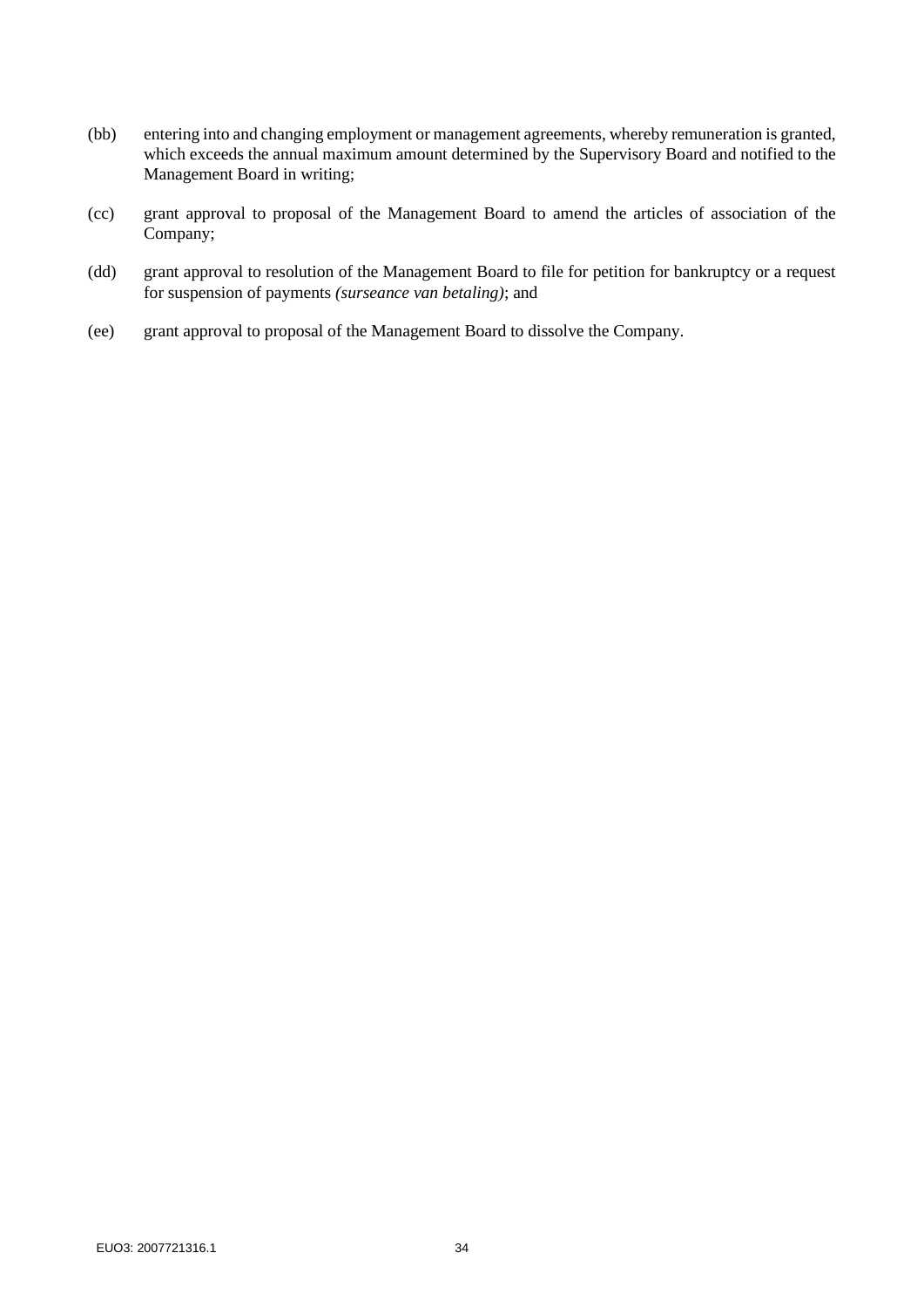(bb) entering into and changing employment or management agreements, whereby remuneration is granted, which exceeds the annual maximum amount determined by the Supervisory Board and notified to the Management Board in writing;

(cc) grant approval to proposal of the Management Board to amend the articles of association of the Company;

(dd) grant approval to resolution of the Management Board to file for petition for bankruptcy or a request for suspension of payments *(surseance van betaling)*; and

(ee) grant approval to proposal of the Management Board to dissolve the Company.